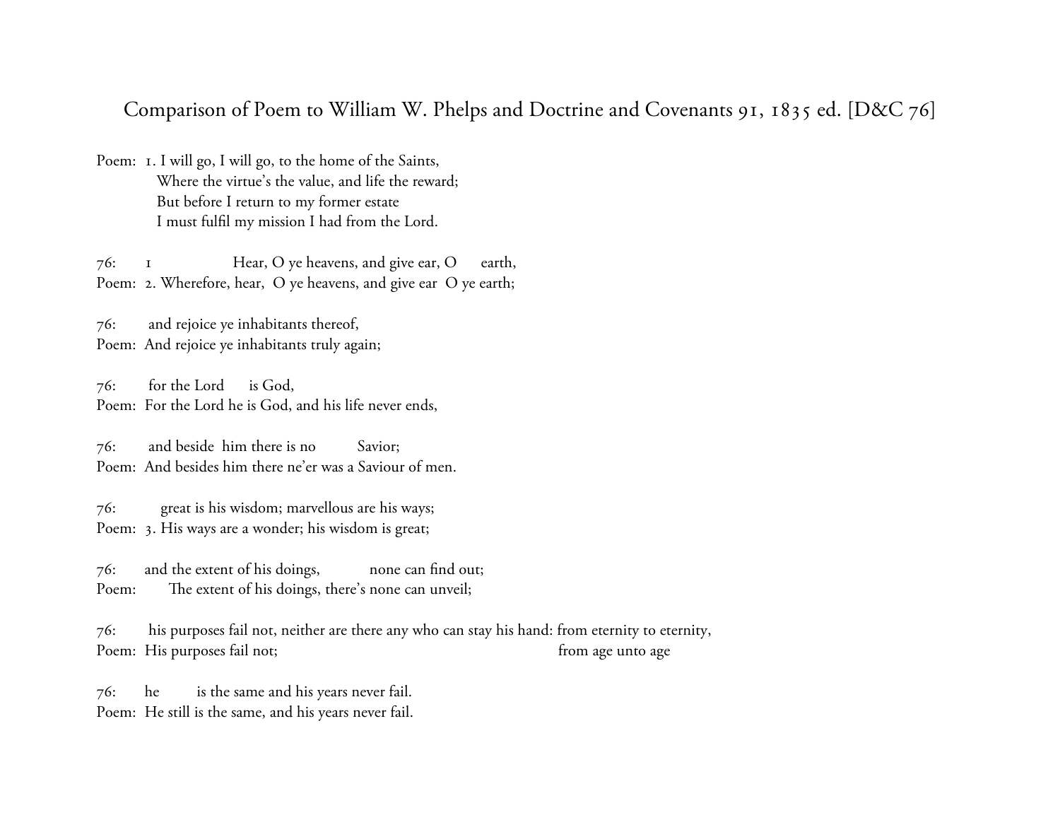# Comparison of Poem to William W. Phelps and Doctrine and Covenants 91, 1835 ed. [D&C 76]

Poem: 1. I will go, I will go, to the home of the Saints,
Where the virtue's the value, and life the reward;
But before I return to my former estate
I must fulfil my mission I had from the Lord.

76: 1 Hear, O ye heavens, and give ear, O earth,
Poem: 2. Wherefore, hear, O ye heavens, and give ear O ye earth;

76: and rejoice ye inhabitants thereof,
Poem: And rejoice ye inhabitants truly again;

76: for the Lord is God,
Poem: For the Lord he is God, and his life never ends,

76: and beside him there is no Savior;
Poem: And besides him there ne'er was a Saviour of men.

76: great is his wisdom; marvellous are his ways;
Poem: 3. His ways are a wonder; his wisdom is great;

76: and the extent of his doings, none can find out;
Poem: The extent of his doings, there's none can unveil;

76: his purposes fail not, neither are there any who can stay his hand: from eternity to eternity,
Poem: His purposes fail not; from age unto age

76: he is the same and his years never fail.
Poem: He still is the same, and his years never fail.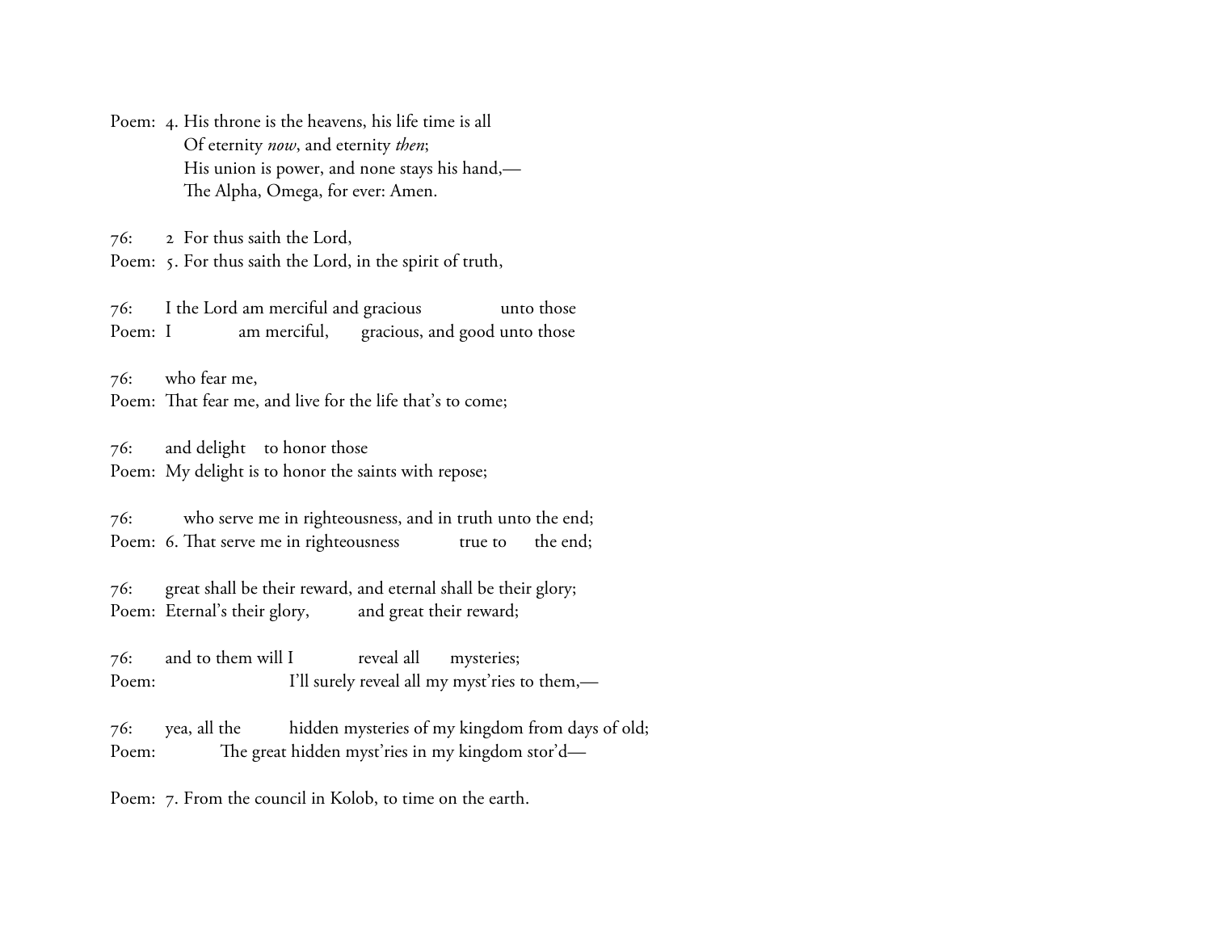Poem: 4. His throne is the heavens, his life time is all
Of eternity *now*, and eternity *then*;
His union is power, and none stays his hand,—
The Alpha, Omega, for ever: Amen.

76: 2 For thus saith the Lord,
Poem: 5. For thus saith the Lord, in the spirit of truth,

76: I the Lord am merciful and gracious unto those
Poem: I am merciful, gracious, and good unto those

76: who fear me,
Poem: That fear me, and live for the life that's to come;

76: and delight to honor those
Poem: My delight is to honor the saints with repose;

76: who serve me in righteousness, and in truth unto the end;
Poem: 6. That serve me in righteousness true to the end;

76: great shall be their reward, and eternal shall be their glory;
Poem: Eternal's their glory, and great their reward;

76: and to them will I reveal all mysteries;
Poem: I'll surely reveal all my myst'ries to them,—

76: yea, all the hidden mysteries of my kingdom from days of old;
Poem: The great hidden myst'ries in my kingdom stor'd—

Poem: 7. From the council in Kolob, to time on the earth.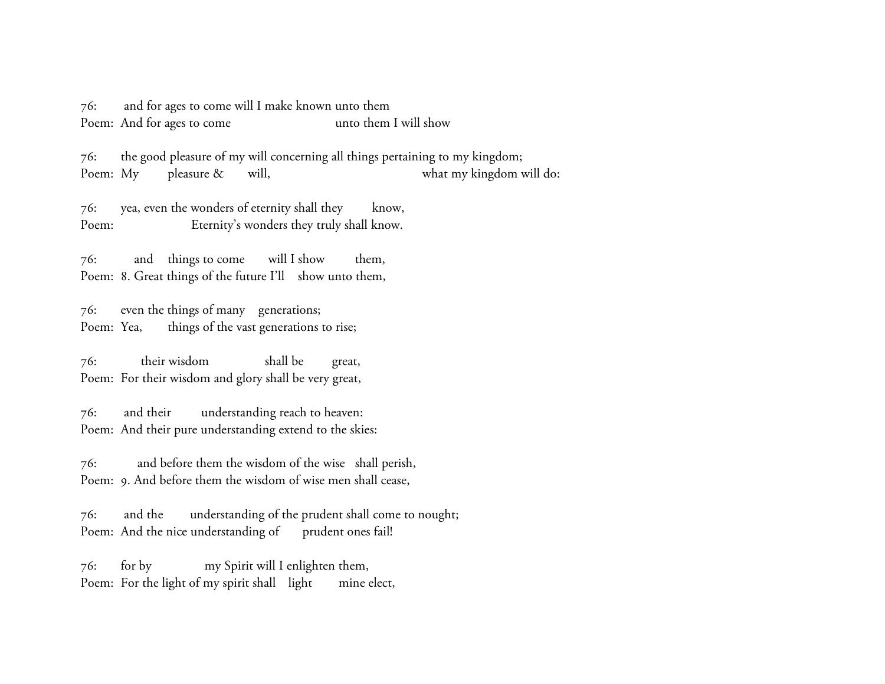76: and for ages to come will I make known unto them
Poem: And for ages to come unto them I will show

76: the good pleasure of my will concerning all things pertaining to my kingdom;
Poem: My pleasure & will, what my kingdom will do:

76: yea, even the wonders of eternity shall they know,
Poem: Eternity's wonders they truly shall know.

76: and things to come will I show them,
Poem: 8. Great things of the future I'll show unto them,

76: even the things of many generations;
Poem: Yea, things of the vast generations to rise;

76: their wisdom shall be great,
Poem: For their wisdom and glory shall be very great,

76: and their understanding reach to heaven:
Poem: And their pure understanding extend to the skies:

76: and before them the wisdom of the wise shall perish,
Poem: 9. And before them the wisdom of wise men shall cease,

76: and the understanding of the prudent shall come to nought;
Poem: And the nice understanding of prudent ones fail!

76: for by my Spirit will I enlighten them,
Poem: For the light of my spirit shall light mine elect,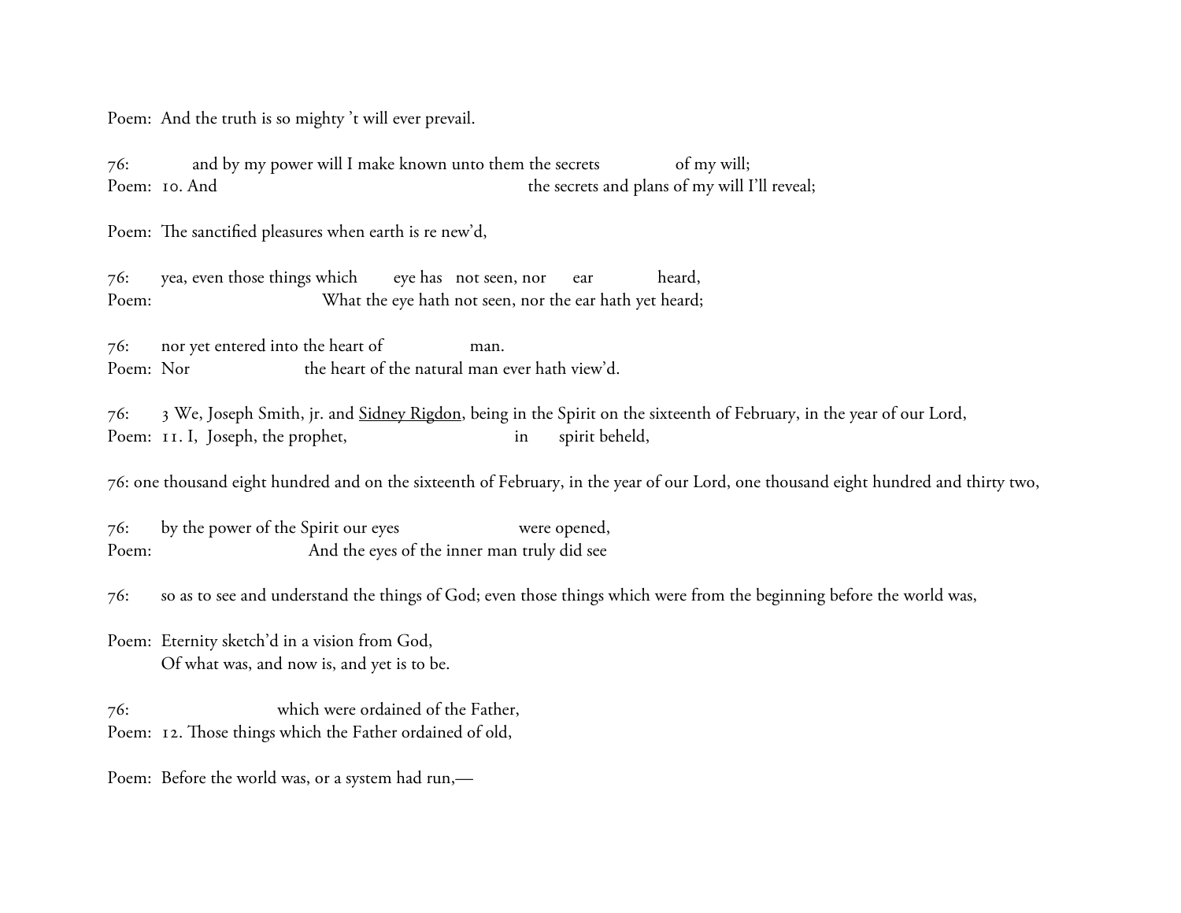Poem: And the truth is so mighty 't will ever prevail.

76: and by my power will I make known unto them the secrets of my will;
Poem: 10. And the secrets and plans of my will I'll reveal;

Poem: The sanctified pleasures when earth is re new'd,

76: yea, even those things which eye has not seen, nor ear heard,
Poem: What the eye hath not seen, nor the ear hath yet heard;

76: nor yet entered into the heart of man.
Poem: Nor the heart of the natural man ever hath view'd.

76: 3 We, Joseph Smith, jr. and Sidney Rigdon, being in the Spirit on the sixteenth of February, in the year of our Lord,
Poem: 11. I, Joseph, the prophet, in spirit beheld,

76: one thousand eight hundred and on the sixteenth of February, in the year of our Lord, one thousand eight hundred and thirty two,

76: by the power of the Spirit our eyes were opened,
Poem: And the eyes of the inner man truly did see

76: so as to see and understand the things of God; even those things which were from the beginning before the world was,

Poem: Eternity sketch'd in a vision from God,
Of what was, and now is, and yet is to be.

76: which were ordained of the Father,
Poem: 12. Those things which the Father ordained of old,

Poem: Before the world was, or a system had run,—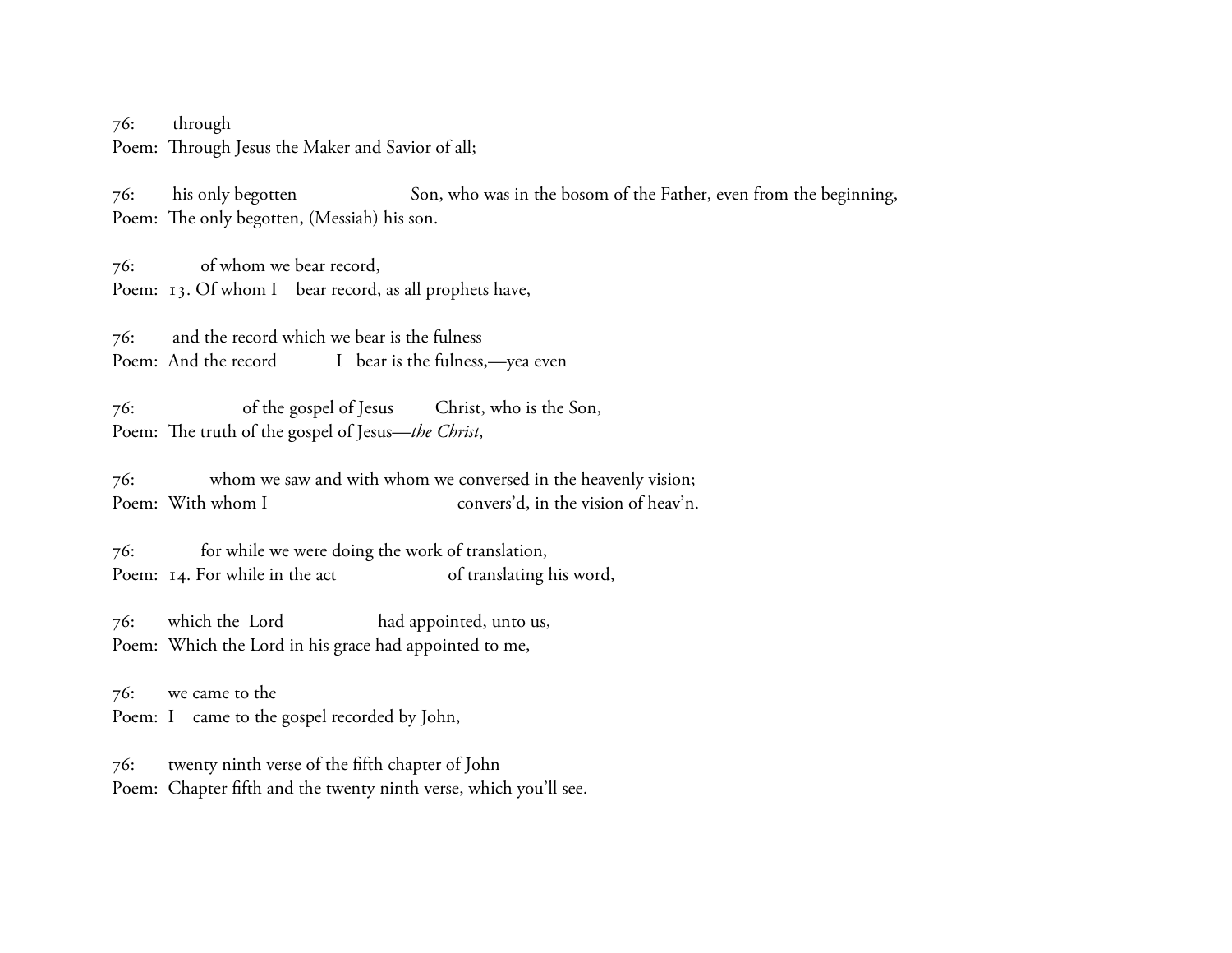76: through
Poem: Through Jesus the Maker and Savior of all;

76: his only begotten Son, who was in the bosom of the Father, even from the beginning,
Poem: The only begotten, (Messiah) his son.

76: of whom we bear record,
Poem: 13. Of whom I bear record, as all prophets have,

76: and the record which we bear is the fulness
Poem: And the record I bear is the fulness,—yea even

76: of the gospel of Jesus Christ, who is the Son,
Poem: The truth of the gospel of Jesus—*the Christ*,

76: whom we saw and with whom we conversed in the heavenly vision;
Poem: With whom I convers'd, in the vision of heav'n.

76: for while we were doing the work of translation,
Poem: 14. For while in the act of translating his word,

76: which the Lord had appointed, unto us,
Poem: Which the Lord in his grace had appointed to me,

76: we came to the
Poem: I came to the gospel recorded by John,

76: twenty ninth verse of the fifth chapter of John
Poem: Chapter fifth and the twenty ninth verse, which you'll see.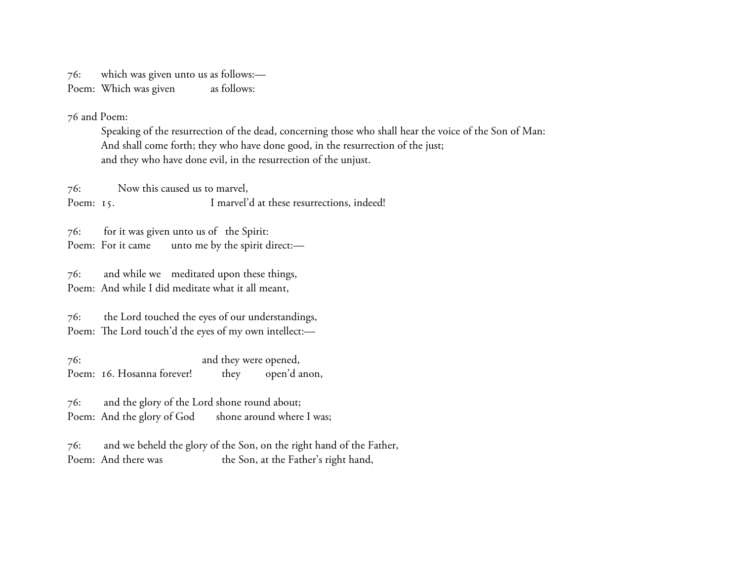76:  which was given unto us as follows:—
Poem:  Which was given  as follows:

76 and Poem:

Speaking of the resurrection of the dead, concerning those who shall hear the voice of the Son of Man:
And shall come forth; they who have done good, in the resurrection of the just;
and they who have done evil, in the resurrection of the unjust.

76:  Now this caused us to marvel,
Poem:  15.  I marvel'd at these resurrections, indeed!

76:  for it was given unto us of the Spirit:
Poem:  For it came  unto me by the spirit direct:—

76:  and while we meditated upon these things,
Poem:  And while I did meditate what it all meant,

76:  the Lord touched the eyes of our understandings,
Poem:  The Lord touch'd the eyes of my own intellect:—

76:  and they were opened,
Poem:  16. Hosanna forever!  they  open'd anon,

76:  and the glory of the Lord shone round about;
Poem:  And the glory of God  shone around where I was;

76:  and we beheld the glory of the Son, on the right hand of the Father,
Poem:  And there was  the Son, at the Father's right hand,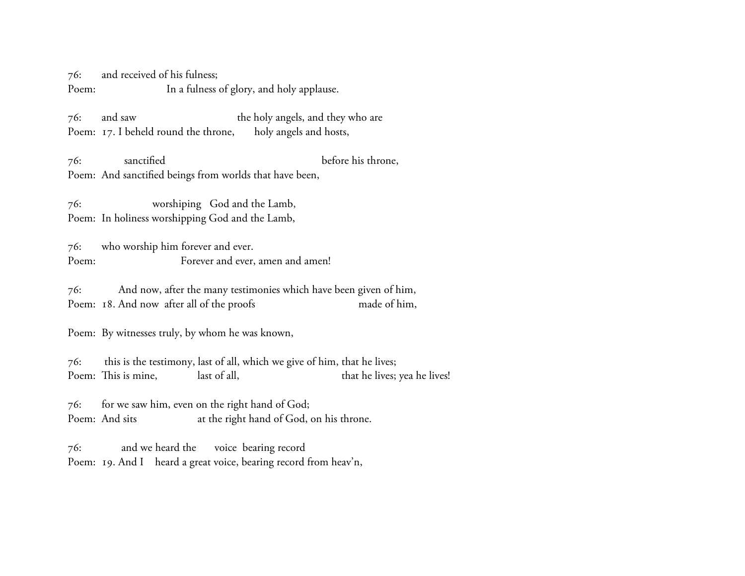76: and received of his fulness;
Poem: In a fulness of glory, and holy applause.

76: and saw the holy angels, and they who are
Poem: 17. I beheld round the throne, holy angels and hosts,

76: sanctified before his throne,
Poem: And sanctified beings from worlds that have been,

76: worshiping God and the Lamb,
Poem: In holiness worshipping God and the Lamb,

76: who worship him forever and ever.
Poem: Forever and ever, amen and amen!

76: And now, after the many testimonies which have been given of him,
Poem: 18. And now after all of the proofs made of him,

Poem: By witnesses truly, by whom he was known,

76: this is the testimony, last of all, which we give of him, that he lives;
Poem: This is mine, last of all, that he lives; yea he lives!

76: for we saw him, even on the right hand of God;
Poem: And sits at the right hand of God, on his throne.

76: and we heard the voice bearing record
Poem: 19. And I heard a great voice, bearing record from heav'n,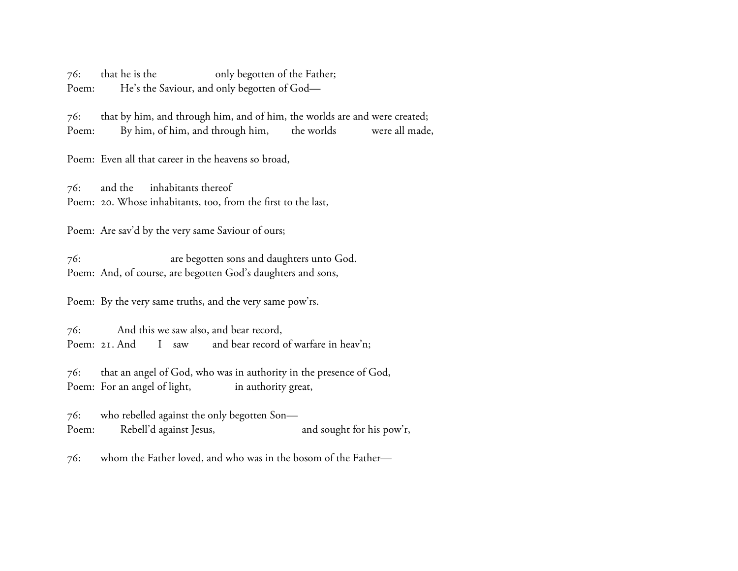76: that he is the only begotten of the Father;
Poem: He's the Saviour, and only begotten of God—

76: that by him, and through him, and of him, the worlds are and were created;
Poem: By him, of him, and through him, the worlds were all made,

Poem: Even all that career in the heavens so broad,

76: and the inhabitants thereof
Poem: 20. Whose inhabitants, too, from the first to the last,

Poem: Are sav'd by the very same Saviour of ours;

76: are begotten sons and daughters unto God.
Poem: And, of course, are begotten God's daughters and sons,

Poem: By the very same truths, and the very same pow'rs.

76: And this we saw also, and bear record,
Poem: 21. And I saw and bear record of warfare in heav'n;

76: that an angel of God, who was in authority in the presence of God,
Poem: For an angel of light, in authority great,

76: who rebelled against the only begotten Son—
Poem: Rebell'd against Jesus, and sought for his pow'r,

76: whom the Father loved, and who was in the bosom of the Father—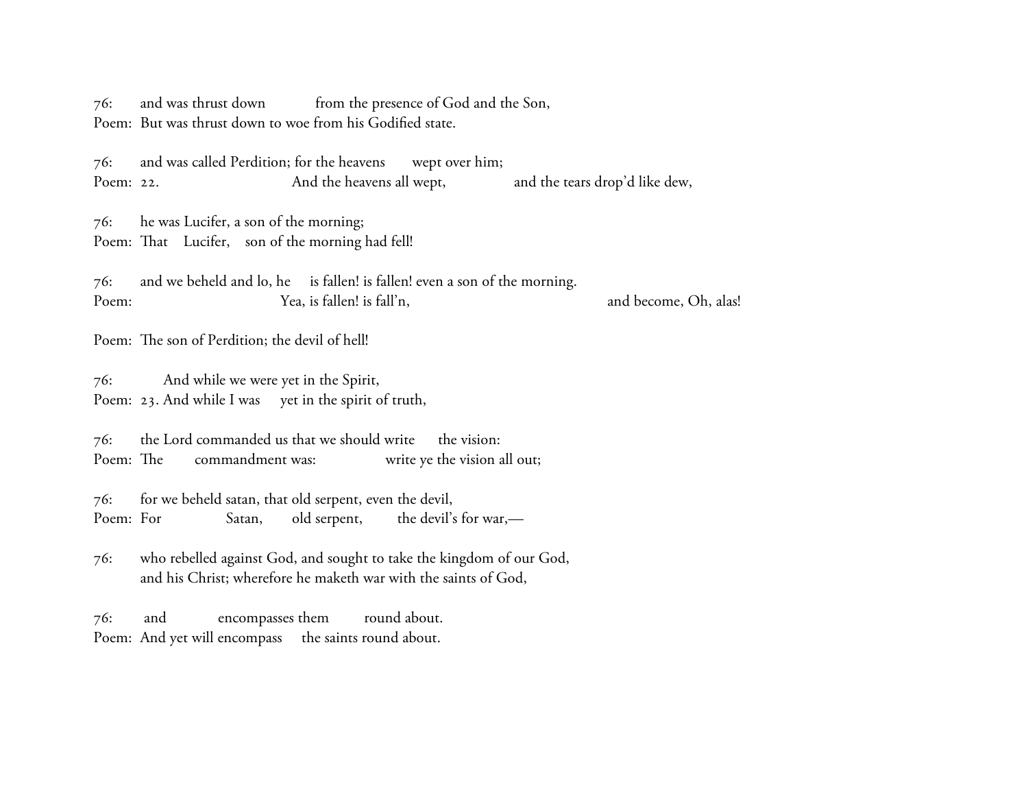76: and was thrust down from the presence of God and the Son,
Poem: But was thrust down to woe from his Godified state.

76: and was called Perdition; for the heavens wept over him;
Poem: 22. And the heavens all wept, and the tears drop'd like dew,

76: he was Lucifer, a son of the morning;
Poem: That Lucifer, son of the morning had fell!

76: and we beheld and lo, he is fallen! is fallen! even a son of the morning.
Poem: Yea, is fallen! is fall'n, and become, Oh, alas!

Poem: The son of Perdition; the devil of hell!

76: And while we were yet in the Spirit,
Poem: 23. And while I was yet in the spirit of truth,

76: the Lord commanded us that we should write the vision:
Poem: The commandment was: write ye the vision all out;

76: for we beheld satan, that old serpent, even the devil,
Poem: For Satan, old serpent, the devil's for war,—

76: who rebelled against God, and sought to take the kingdom of our God,
and his Christ; wherefore he maketh war with the saints of God,

76: and encompasses them round about.
Poem: And yet will encompass the saints round about.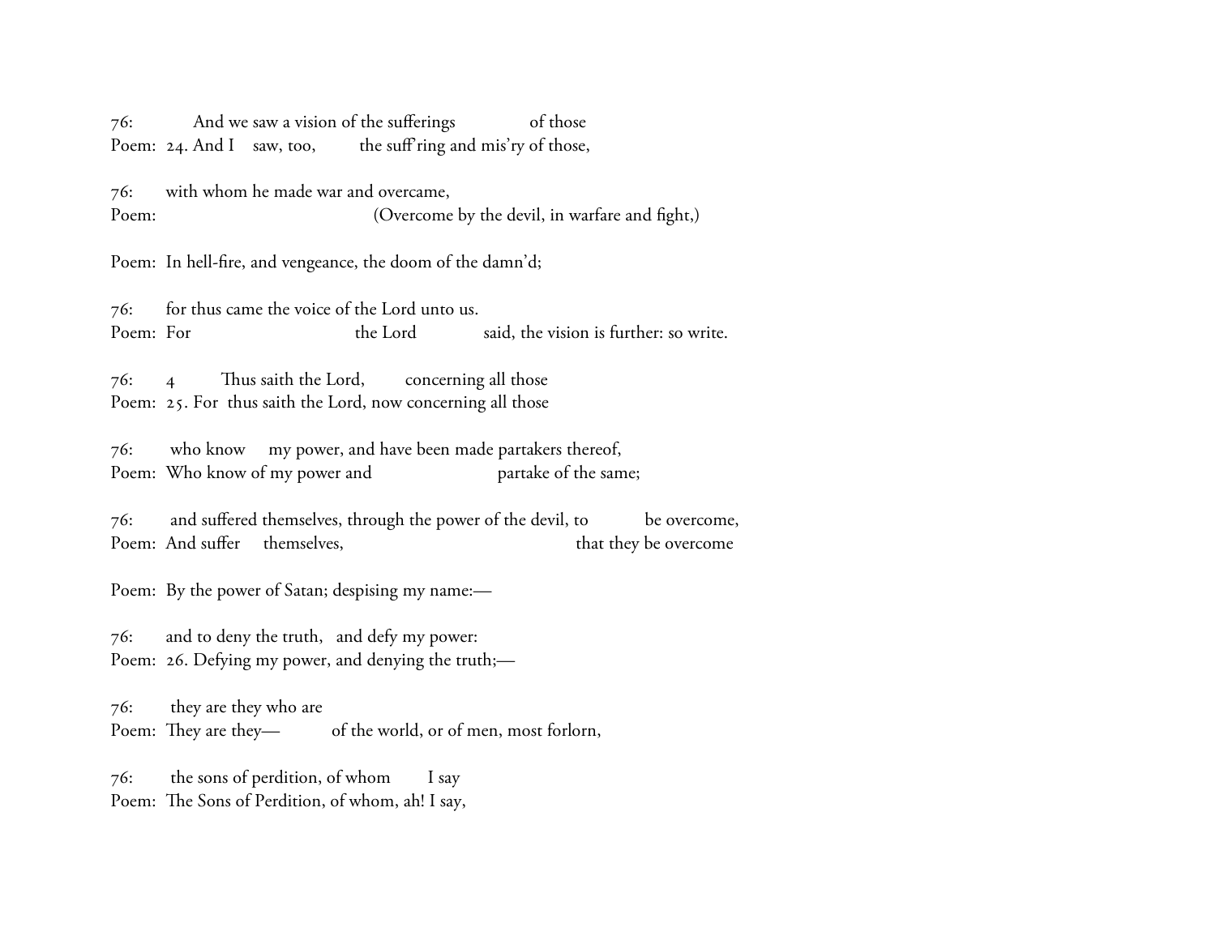76: And we saw a vision of the sufferings of those
Poem: 24. And I saw, too, the suff'ring and mis'ry of those,

76: with whom he made war and overcame,
Poem: (Overcome by the devil, in warfare and fight,)

Poem: In hell-fire, and vengeance, the doom of the damn'd;

76: for thus came the voice of the Lord unto us.
Poem: For the Lord said, the vision is further: so write.

76: 4 Thus saith the Lord, concerning all those
Poem: 25. For thus saith the Lord, now concerning all those

76: who know my power, and have been made partakers thereof,
Poem: Who know of my power and partake of the same;

76: and suffered themselves, through the power of the devil, to be overcome,
Poem: And suffer themselves, that they be overcome

Poem: By the power of Satan; despising my name:—

76: and to deny the truth, and defy my power:
Poem: 26. Defying my power, and denying the truth;—

76: they are they who are
Poem: They are they— of the world, or of men, most forlorn,

76: the sons of perdition, of whom I say
Poem: The Sons of Perdition, of whom, ah! I say,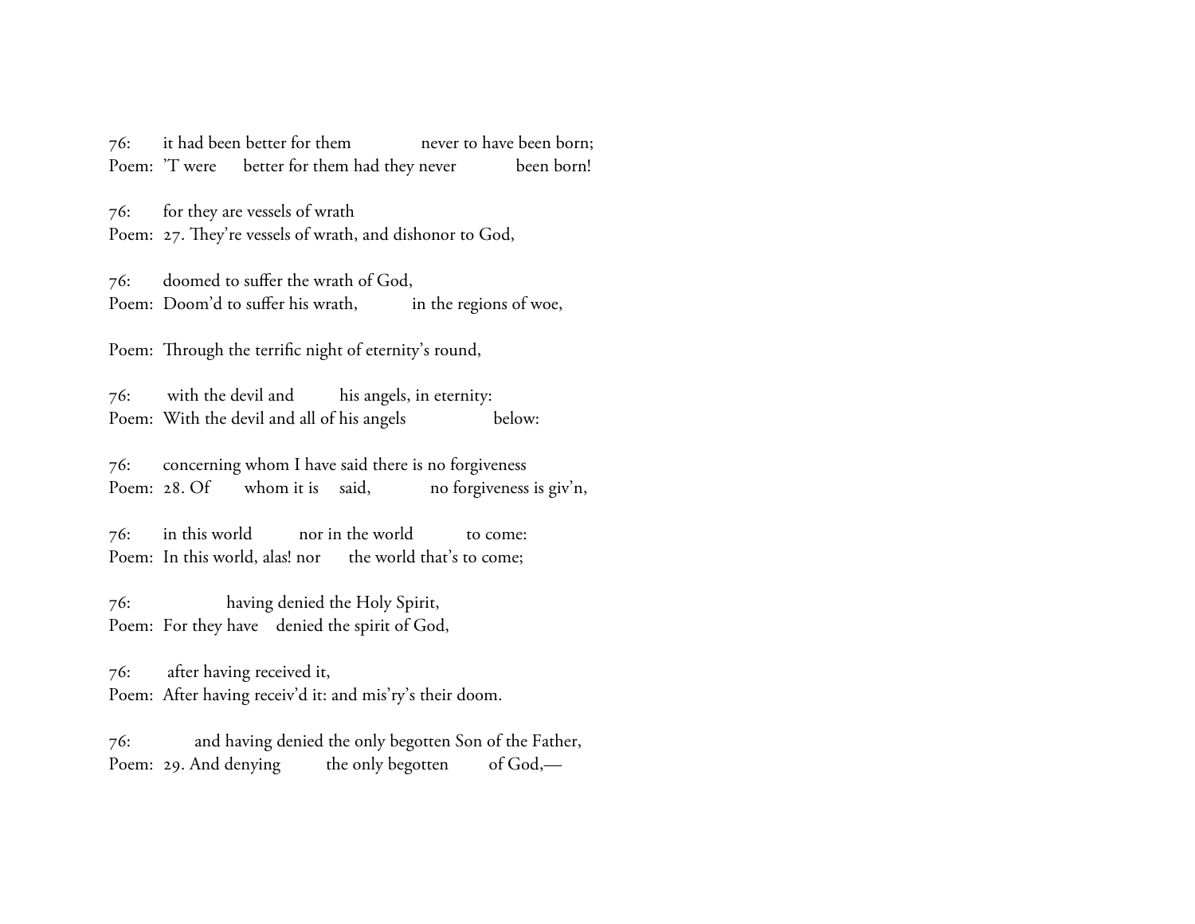76: it had been better for them never to have been born;
Poem: 'T were better for them had they never been born!

76: for they are vessels of wrath
Poem: 27. They're vessels of wrath, and dishonor to God,

76: doomed to suffer the wrath of God,
Poem: Doom'd to suffer his wrath, in the regions of woe,

Poem: Through the terrific night of eternity's round,

76: with the devil and his angels, in eternity:
Poem: With the devil and all of his angels below:

76: concerning whom I have said there is no forgiveness
Poem: 28. Of whom it is said, no forgiveness is giv'n,

76: in this world nor in the world to come:
Poem: In this world, alas! nor the world that's to come;

76: having denied the Holy Spirit,
Poem: For they have denied the spirit of God,

76: after having received it,
Poem: After having receiv'd it: and mis'ry's their doom.

76: and having denied the only begotten Son of the Father,
Poem: 29. And denying the only begotten of God,—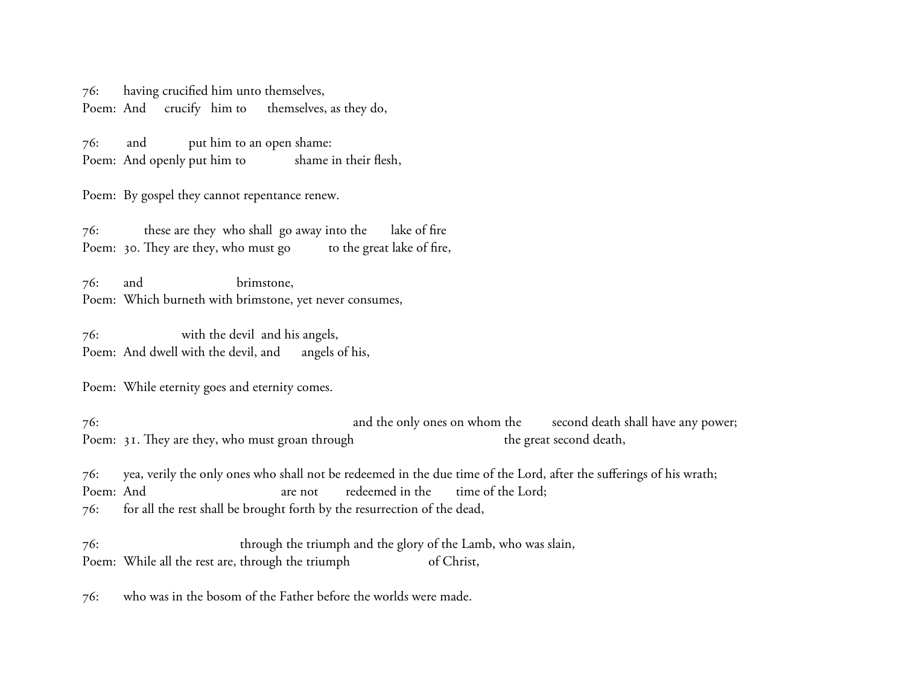76: having crucified him unto themselves,
Poem: And crucify him to themselves, as they do,

76: and put him to an open shame:
Poem: And openly put him to shame in their flesh,

Poem: By gospel they cannot repentance renew.

76: these are they who shall go away into the lake of fire
Poem: 30. They are they, who must go to the great lake of fire,

76: and brimstone,
Poem: Which burneth with brimstone, yet never consumes,

76: with the devil and his angels,
Poem: And dwell with the devil, and angels of his,

Poem: While eternity goes and eternity comes.

76: and the only ones on whom the second death shall have any power;
Poem: 31. They are they, who must groan through the great second death,

76: yea, verily the only ones who shall not be redeemed in the due time of the Lord, after the sufferings of his wrath;
Poem: And are not redeemed in the time of the Lord;
76: for all the rest shall be brought forth by the resurrection of the dead,

76: through the triumph and the glory of the Lamb, who was slain,
Poem: While all the rest are, through the triumph of Christ,

76: who was in the bosom of the Father before the worlds were made.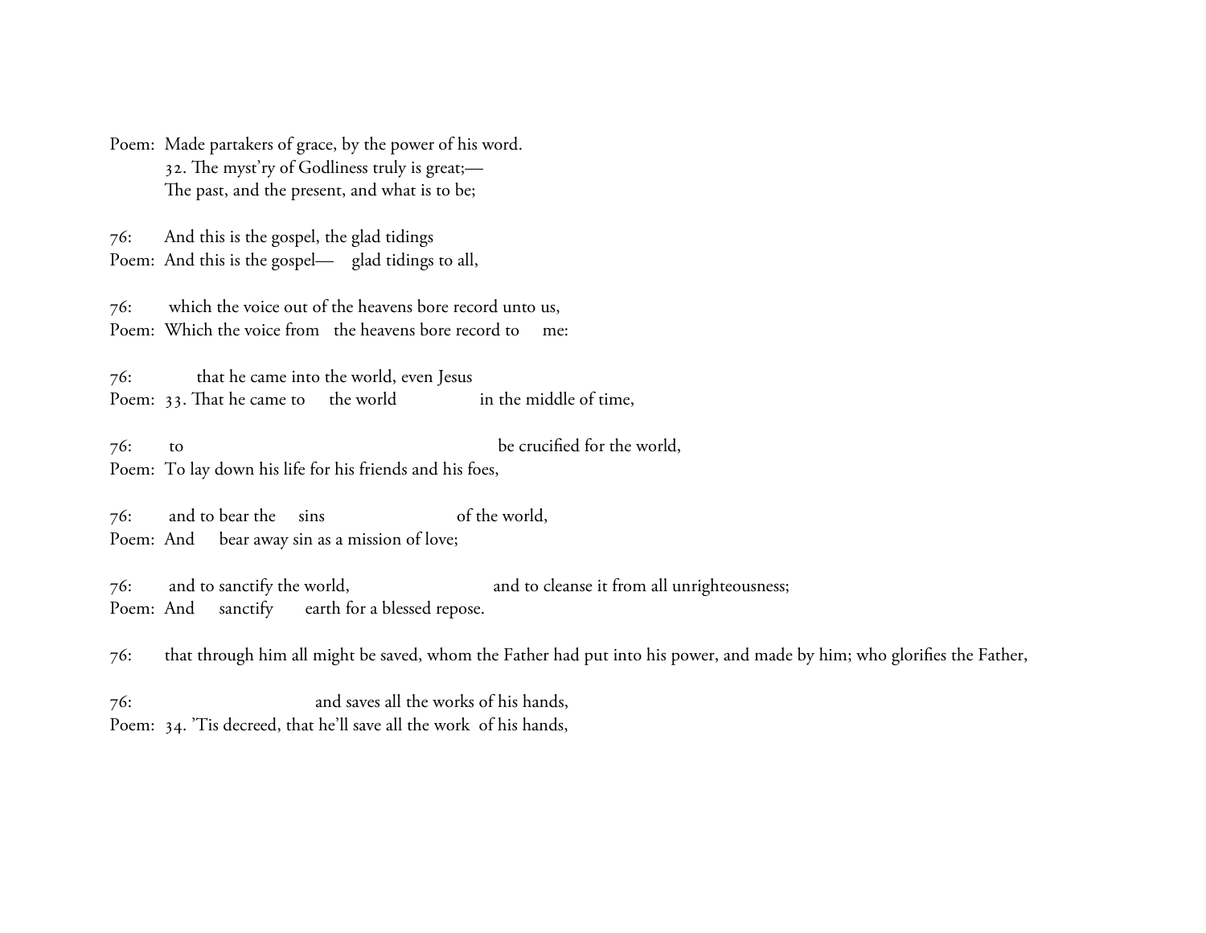Poem: Made partakers of grace, by the power of his word.
32. The myst'ry of Godliness truly is great;—
The past, and the present, and what is to be;

76: And this is the gospel, the glad tidings
Poem: And this is the gospel— glad tidings to all,

76: which the voice out of the heavens bore record unto us,
Poem: Which the voice from the heavens bore record to me:

76: that he came into the world, even Jesus
Poem: 33. That he came to the world in the middle of time,

76: to be crucified for the world,
Poem: To lay down his life for his friends and his foes,

76: and to bear the sins of the world,
Poem: And bear away sin as a mission of love;

76: and to sanctify the world, and to cleanse it from all unrighteousness;
Poem: And sanctify earth for a blessed repose.

76: that through him all might be saved, whom the Father had put into his power, and made by him; who glorifies the Father,

76: and saves all the works of his hands,
Poem: 34. 'Tis decreed, that he'll save all the work of his hands,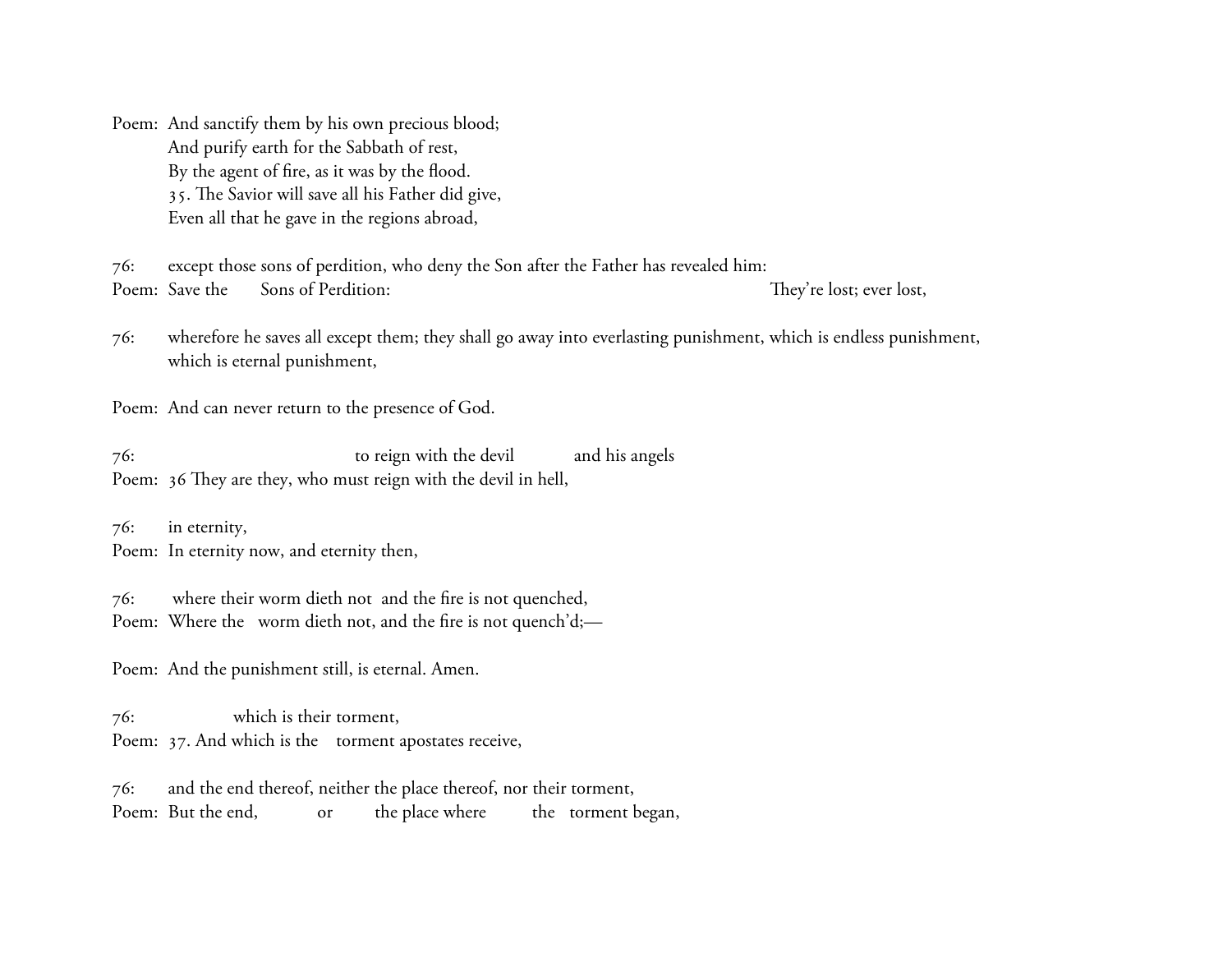Poem: And sanctify them by his own precious blood;
And purify earth for the Sabbath of rest,
By the agent of fire, as it was by the flood.
35. The Savior will save all his Father did give,
Even all that he gave in the regions abroad,

76: except those sons of perdition, who deny the Son after the Father has revealed him:
Poem: Save the Sons of Perdition: They're lost; ever lost,

76: wherefore he saves all except them; they shall go away into everlasting punishment, which is endless punishment, which is eternal punishment,

Poem: And can never return to the presence of God.

76: to reign with the devil and his angels
Poem: 36 They are they, who must reign with the devil in hell,

76: in eternity,
Poem: In eternity now, and eternity then,

76: where their worm dieth not and the fire is not quenched,
Poem: Where the worm dieth not, and the fire is not quench'd;—

Poem: And the punishment still, is eternal. Amen.

76: which is their torment,
Poem: 37. And which is the torment apostates receive,

76: and the end thereof, neither the place thereof, nor their torment,
Poem: But the end, or the place where the torment began,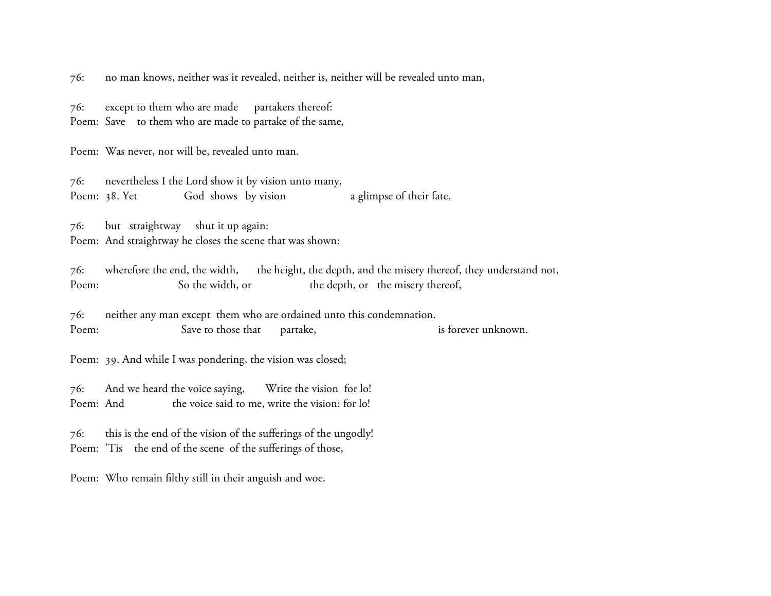76: no man knows, neither was it revealed, neither is, neither will be revealed unto man,

76: except to them who are made partakers thereof:
Poem: Save to them who are made to partake of the same,

Poem: Was never, nor will be, revealed unto man.

76: nevertheless I the Lord show it by vision unto many,
Poem: 38. Yet God shows by vision a glimpse of their fate,

76: but straightway shut it up again:
Poem: And straightway he closes the scene that was shown:

76: wherefore the end, the width, the height, the depth, and the misery thereof, they understand not,
Poem: So the width, or the depth, or the misery thereof,

76: neither any man except them who are ordained unto this condemnation.
Poem: Save to those that partake, is forever unknown.

Poem: 39. And while I was pondering, the vision was closed;

76: And we heard the voice saying, Write the vision for lo!
Poem: And the voice said to me, write the vision: for lo!

76: this is the end of the vision of the sufferings of the ungodly!
Poem: 'Tis the end of the scene of the sufferings of those,

Poem: Who remain filthy still in their anguish and woe.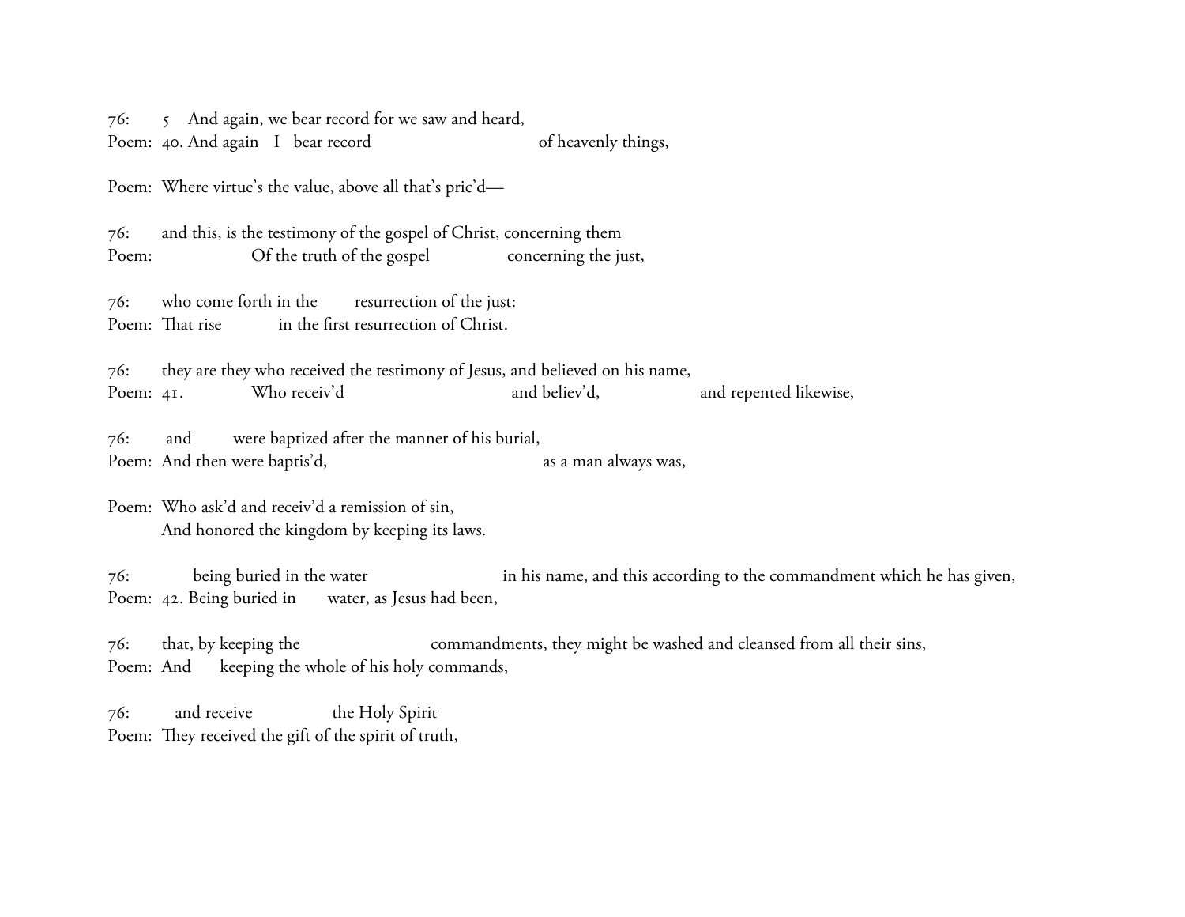76: 5 And again, we bear record for we saw and heard,
Poem: 40. And again I bear record of heavenly things,

Poem: Where virtue's the value, above all that's pric'd—

76: and this, is the testimony of the gospel of Christ, concerning them
Poem: Of the truth of the gospel concerning the just,

76: who come forth in the resurrection of the just:
Poem: That rise in the first resurrection of Christ.

76: they are they who received the testimony of Jesus, and believed on his name,
Poem: 41. Who receiv'd and believ'd, and repented likewise,

76: and were baptized after the manner of his burial,
Poem: And then were baptis'd, as a man always was,

Poem: Who ask'd and receiv'd a remission of sin,
And honored the kingdom by keeping its laws.

76: being buried in the water in his name, and this according to the commandment which he has given,
Poem: 42. Being buried in water, as Jesus had been,

76: that, by keeping the commandments, they might be washed and cleansed from all their sins,
Poem: And keeping the whole of his holy commands,

76: and receive the Holy Spirit
Poem: They received the gift of the spirit of truth,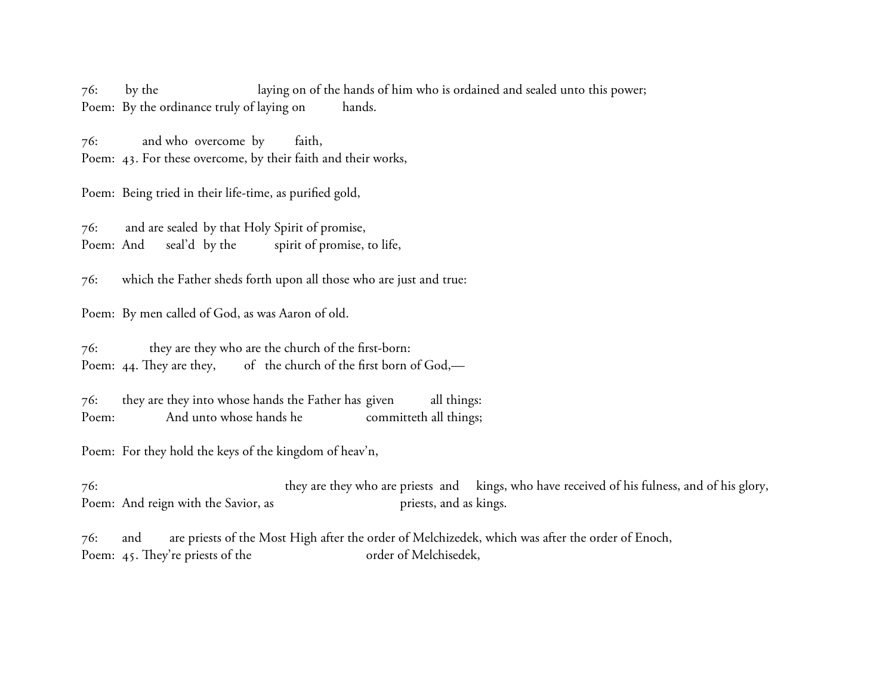76:     by the                     laying on of the hands of him who is ordained and sealed unto this power;
Poem:  By the ordinance truly of laying on       hands.

76:       and who  overcome  by      faith,
Poem:  43. For these overcome, by their faith and their works,

Poem:  Being tried in their life-time, as purified gold,

76:     and are sealed  by that Holy Spirit of promise,
Poem:  And    seal'd  by the      spirit of promise, to life,

76:     which the Father sheds forth upon all those who are just and true:

Poem:  By men called of God, as was Aaron of old.

76:        they are they who are the church of the first-born:
Poem:  44. They are they,     of  the church of the first born of God,—

76:     they are they into whose hands the Father has given       all things:
Poem:         And unto whose hands he            committeth all things;

Poem:  For they hold the keys of the kingdom of heav'n,

76:                             they are they who are priests  and   kings, who have received of his fulness, and of his glory,
Poem:  And reign with the Savior, as                         priests, and as kings.

76:     and     are priests of the Most High after the order of Melchizedek, which was after the order of Enoch,
Poem:  45. They're priests of the                        order of Melchisedek,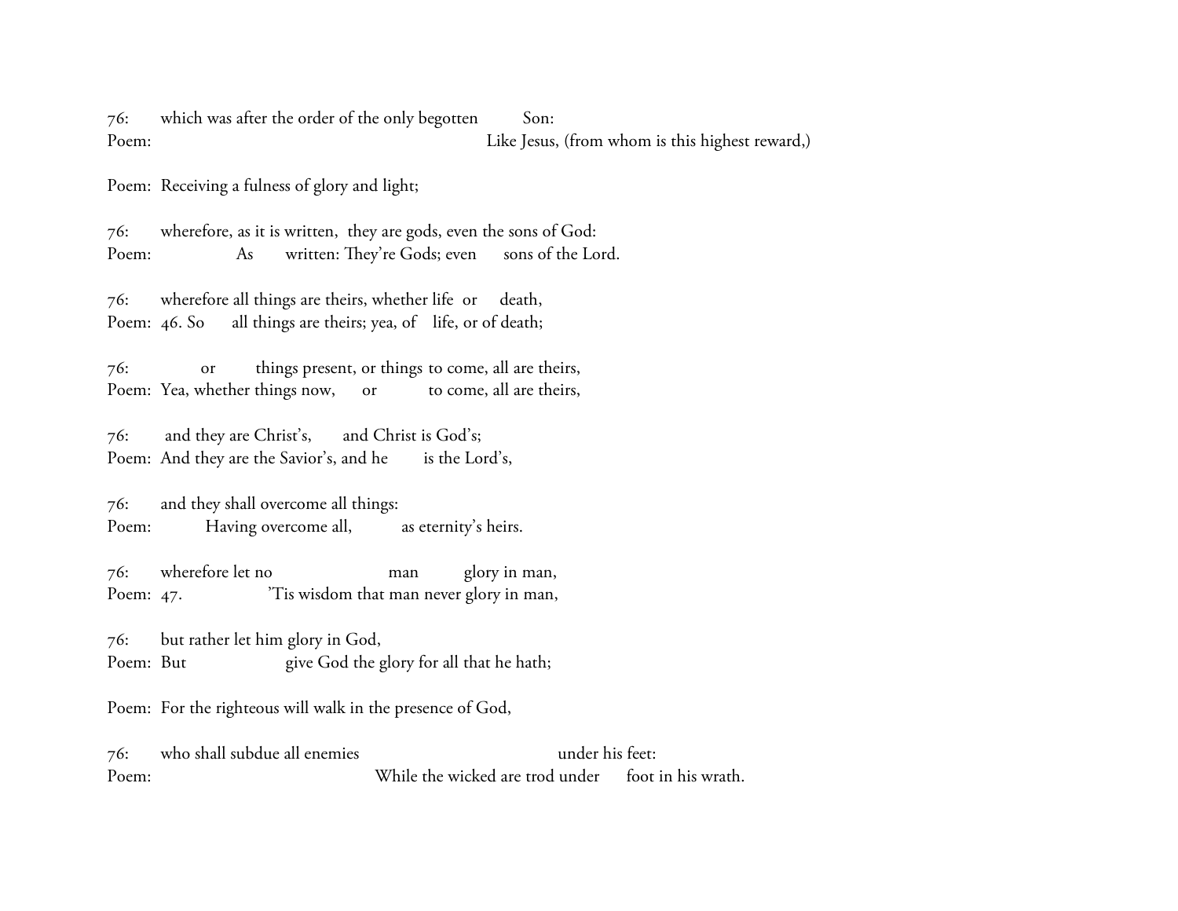76: which was after the order of the only begotten Son:
Poem: Like Jesus, (from whom is this highest reward,)

Poem: Receiving a fulness of glory and light;

76: wherefore, as it is written, they are gods, even the sons of God:
Poem: As written: They're Gods; even sons of the Lord.

76: wherefore all things are theirs, whether life or death,
Poem: 46. So all things are theirs; yea, of life, or of death;

76: or things present, or things to come, all are theirs,
Poem: Yea, whether things now, or to come, all are theirs,

76: and they are Christ's, and Christ is God's;
Poem: And they are the Savior's, and he is the Lord's,

76: and they shall overcome all things:
Poem: Having overcome all, as eternity's heirs.

76: wherefore let no man glory in man,
Poem: 47. 'Tis wisdom that man never glory in man,

76: but rather let him glory in God,
Poem: But give God the glory for all that he hath;

Poem: For the righteous will walk in the presence of God,

76: who shall subdue all enemies under his feet:
Poem: While the wicked are trod under foot in his wrath.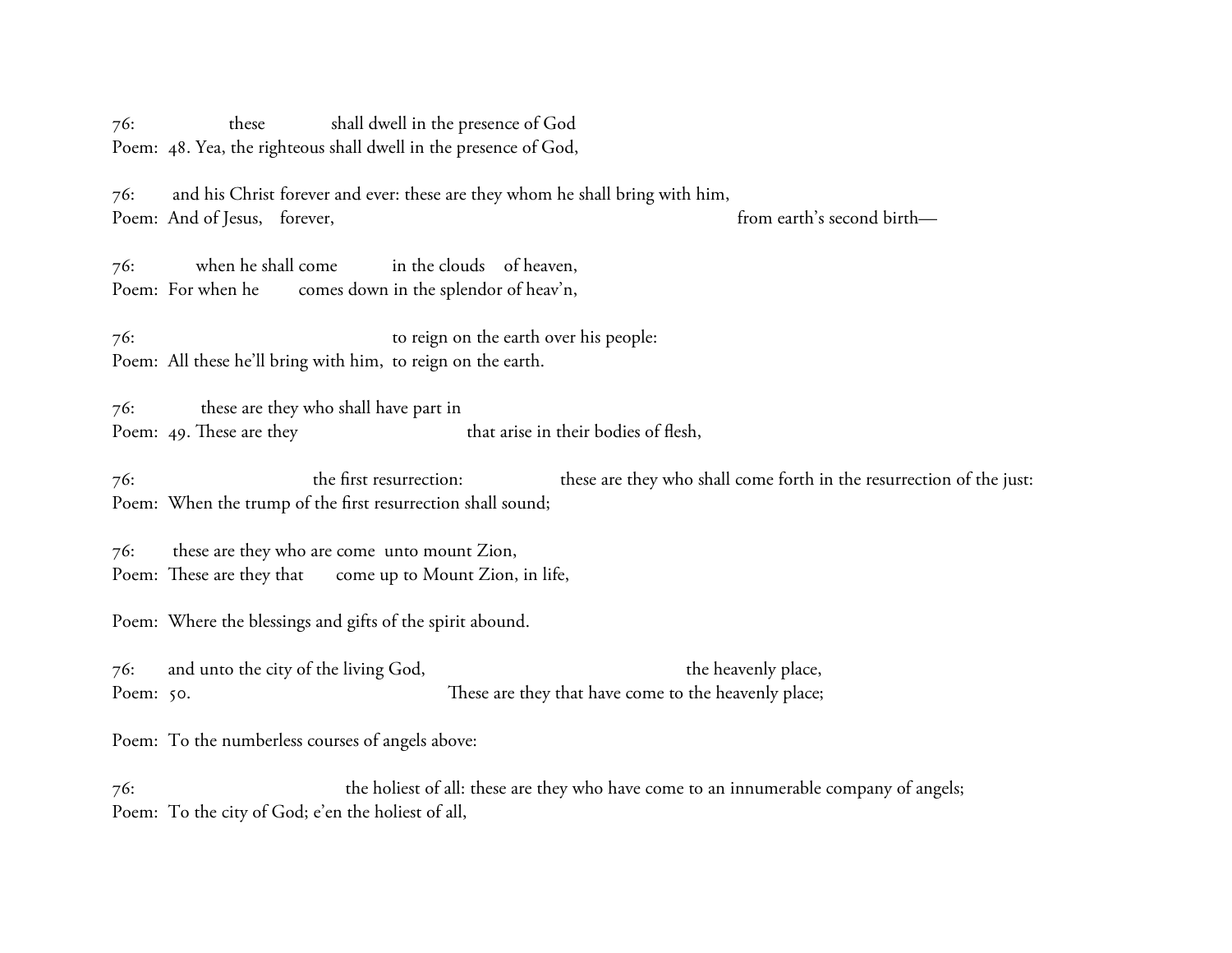76: these shall dwell in the presence of God
Poem: 48. Yea, the righteous shall dwell in the presence of God,

76: and his Christ forever and ever: these are they whom he shall bring with him,
Poem: And of Jesus, forever, from earth's second birth—

76: when he shall come in the clouds of heaven,
Poem: For when he comes down in the splendor of heav'n,

76: to reign on the earth over his people:
Poem: All these he'll bring with him, to reign on the earth.

76: these are they who shall have part in
Poem: 49. These are they that arise in their bodies of flesh,

76: the first resurrection: these are they who shall come forth in the resurrection of the just:
Poem: When the trump of the first resurrection shall sound;

76: these are they who are come unto mount Zion,
Poem: These are they that come up to Mount Zion, in life,

Poem: Where the blessings and gifts of the spirit abound.

76: and unto the city of the living God, the heavenly place,
Poem: 50. These are they that have come to the heavenly place;

Poem: To the numberless courses of angels above:

76: the holiest of all: these are they who have come to an innumerable company of angels;
Poem: To the city of God; e'en the holiest of all,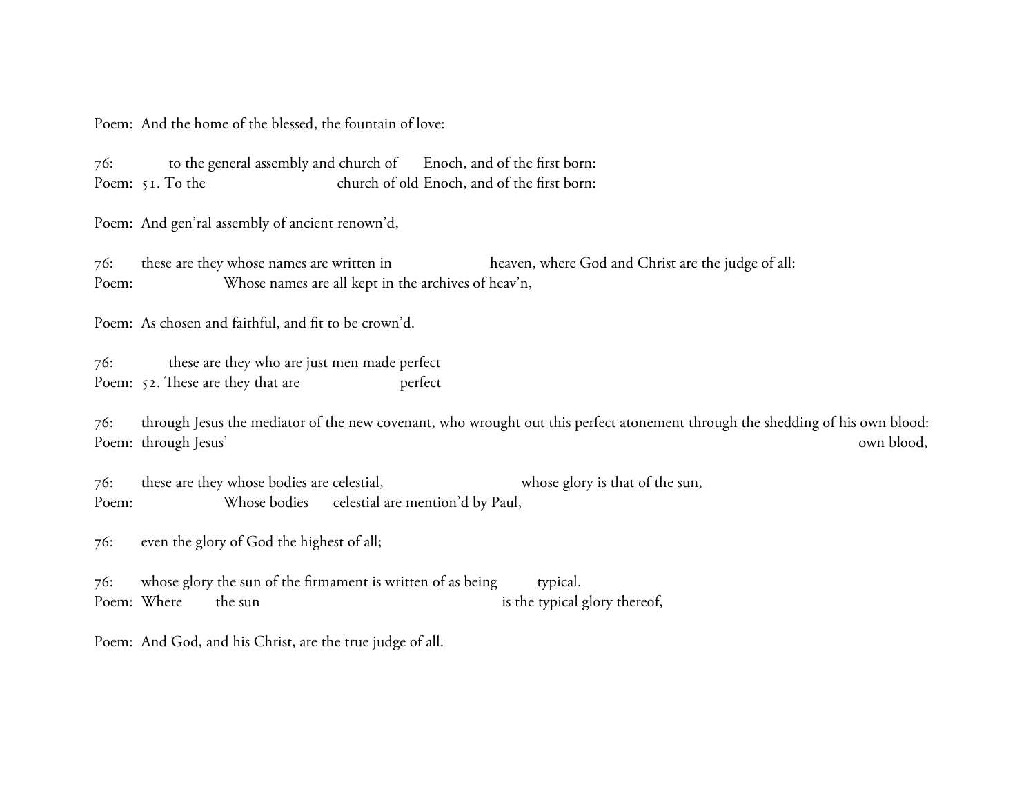Poem: And the home of the blessed, the fountain of love:

76: to the general assembly and church of Enoch, and of the first born:
Poem: 51. To the church of old Enoch, and of the first born:

Poem: And gen'ral assembly of ancient renown'd,

76: these are they whose names are written in heaven, where God and Christ are the judge of all:
Poem: Whose names are all kept in the archives of heav'n,

Poem: As chosen and faithful, and fit to be crown'd.

76: these are they who are just men made perfect
Poem: 52. These are they that are perfect

76: through Jesus the mediator of the new covenant, who wrought out this perfect atonement through the shedding of his own blood:
Poem: through Jesus' own blood,

76: these are they whose bodies are celestial, whose glory is that of the sun,
Poem: Whose bodies celestial are mention'd by Paul,

76: even the glory of God the highest of all;

76: whose glory the sun of the firmament is written of as being typical.
Poem: Where the sun is the typical glory thereof,

Poem: And God, and his Christ, are the true judge of all.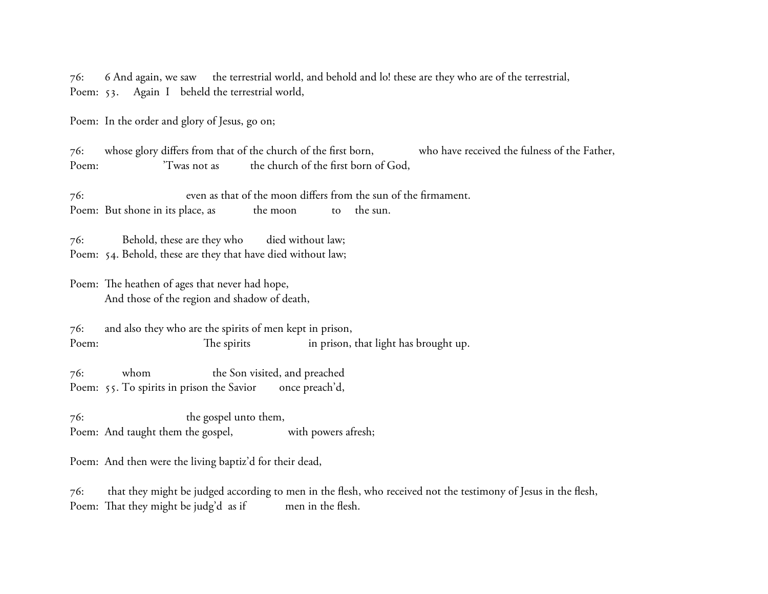76: 6 And again, we saw the terrestrial world, and behold and lo! these are they who are of the terrestrial,
Poem: 53. Again I beheld the terrestrial world,

Poem: In the order and glory of Jesus, go on;

76: whose glory differs from that of the church of the first born, who have received the fulness of the Father,
Poem: 'Twas not as the church of the first born of God,

76: even as that of the moon differs from the sun of the firmament.
Poem: But shone in its place, as the moon to the sun.

76: Behold, these are they who died without law;
Poem: 54. Behold, these are they that have died without law;

Poem: The heathen of ages that never had hope,
And those of the region and shadow of death,

76: and also they who are the spirits of men kept in prison,
Poem: The spirits in prison, that light has brought up.

76: whom the Son visited, and preached
Poem: 55. To spirits in prison the Savior once preach'd,

76: the gospel unto them,
Poem: And taught them the gospel, with powers afresh;

Poem: And then were the living baptiz'd for their dead,

76: that they might be judged according to men in the flesh, who received not the testimony of Jesus in the flesh,
Poem: That they might be judg'd as if men in the flesh.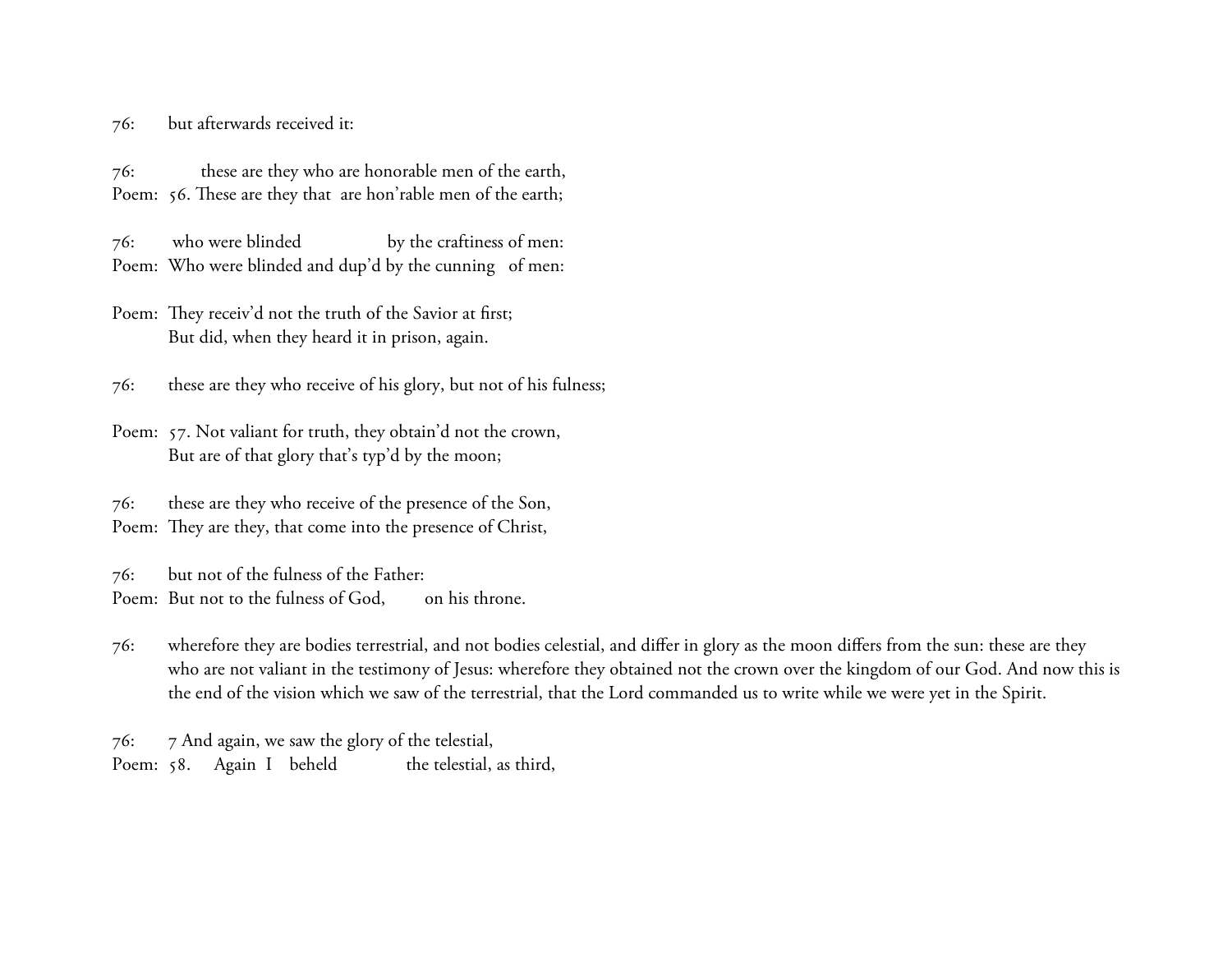76: but afterwards received it:

76: these are they who are honorable men of the earth,
Poem: 56. These are they that are hon'rable men of the earth;

76: who were blinded by the craftiness of men:
Poem: Who were blinded and dup'd by the cunning of men:

Poem: They receiv'd not the truth of the Savior at first;
But did, when they heard it in prison, again.

76: these are they who receive of his glory, but not of his fulness;

Poem: 57. Not valiant for truth, they obtain'd not the crown,
But are of that glory that's typ'd by the moon;

76: these are they who receive of the presence of the Son,
Poem: They are they, that come into the presence of Christ,

76: but not of the fulness of the Father:
Poem: But not to the fulness of God, on his throne.

76: wherefore they are bodies terrestrial, and not bodies celestial, and differ in glory as the moon differs from the sun: these are they who are not valiant in the testimony of Jesus: wherefore they obtained not the crown over the kingdom of our God. And now this is the end of the vision which we saw of the terrestrial, that the Lord commanded us to write while we were yet in the Spirit.

76: 7 And again, we saw the glory of the telestial,
Poem: 58. Again I beheld the telestial, as third,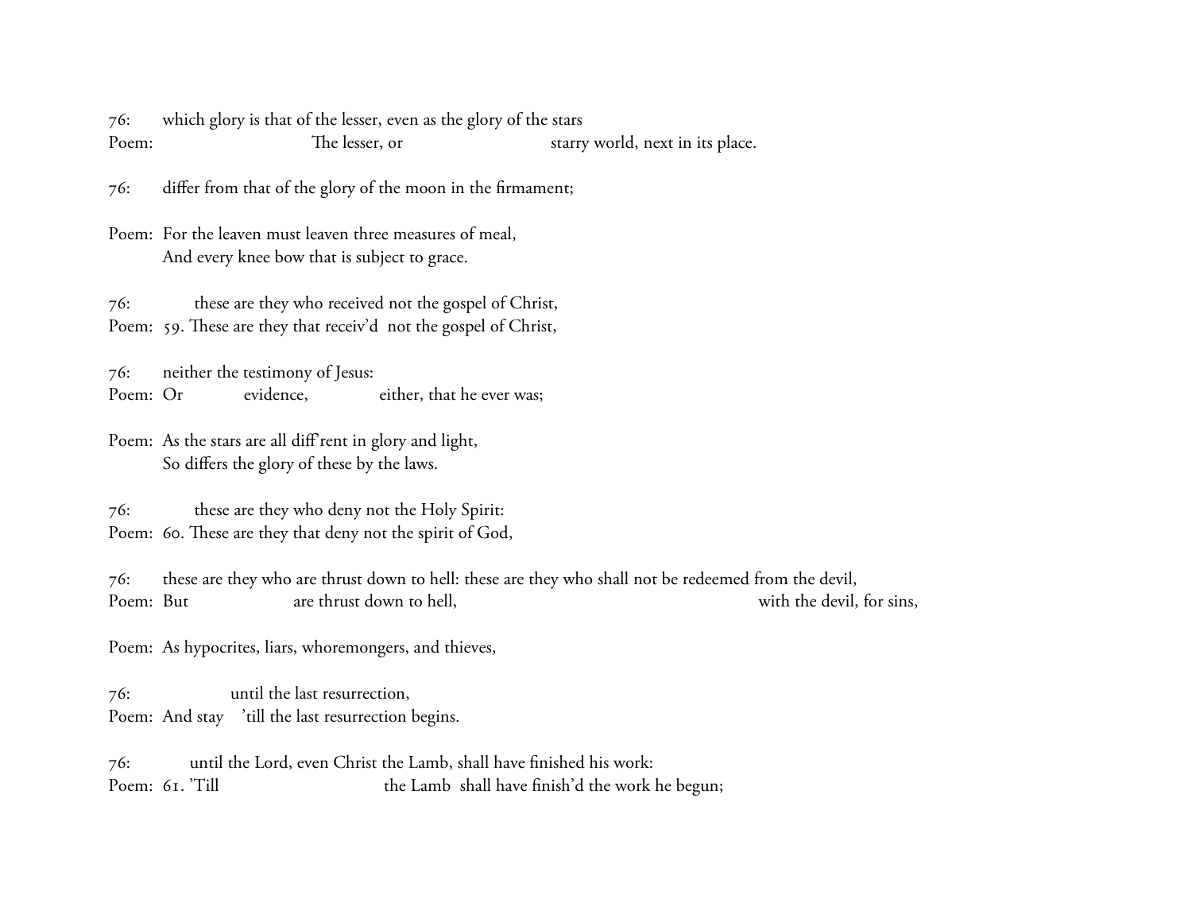76: which glory is that of the lesser, even as the glory of the stars
Poem: The lesser, or starry world, next in its place.

76: differ from that of the glory of the moon in the firmament;

Poem: For the leaven must leaven three measures of meal,
And every knee bow that is subject to grace.

76: these are they who received not the gospel of Christ,
Poem: 59. These are they that receiv'd not the gospel of Christ,

76: neither the testimony of Jesus:
Poem: Or evidence, either, that he ever was;

Poem: As the stars are all diff'rent in glory and light,
So differs the glory of these by the laws.

76: these are they who deny not the Holy Spirit:
Poem: 60. These are they that deny not the spirit of God,

76: these are they who are thrust down to hell: these are they who shall not be redeemed from the devil,
Poem: But are thrust down to hell, with the devil, for sins,

Poem: As hypocrites, liars, whoremongers, and thieves,

76: until the last resurrection,
Poem: And stay 'till the last resurrection begins.

76: until the Lord, even Christ the Lamb, shall have finished his work:
Poem: 61. 'Till the Lamb shall have finish'd the work he begun;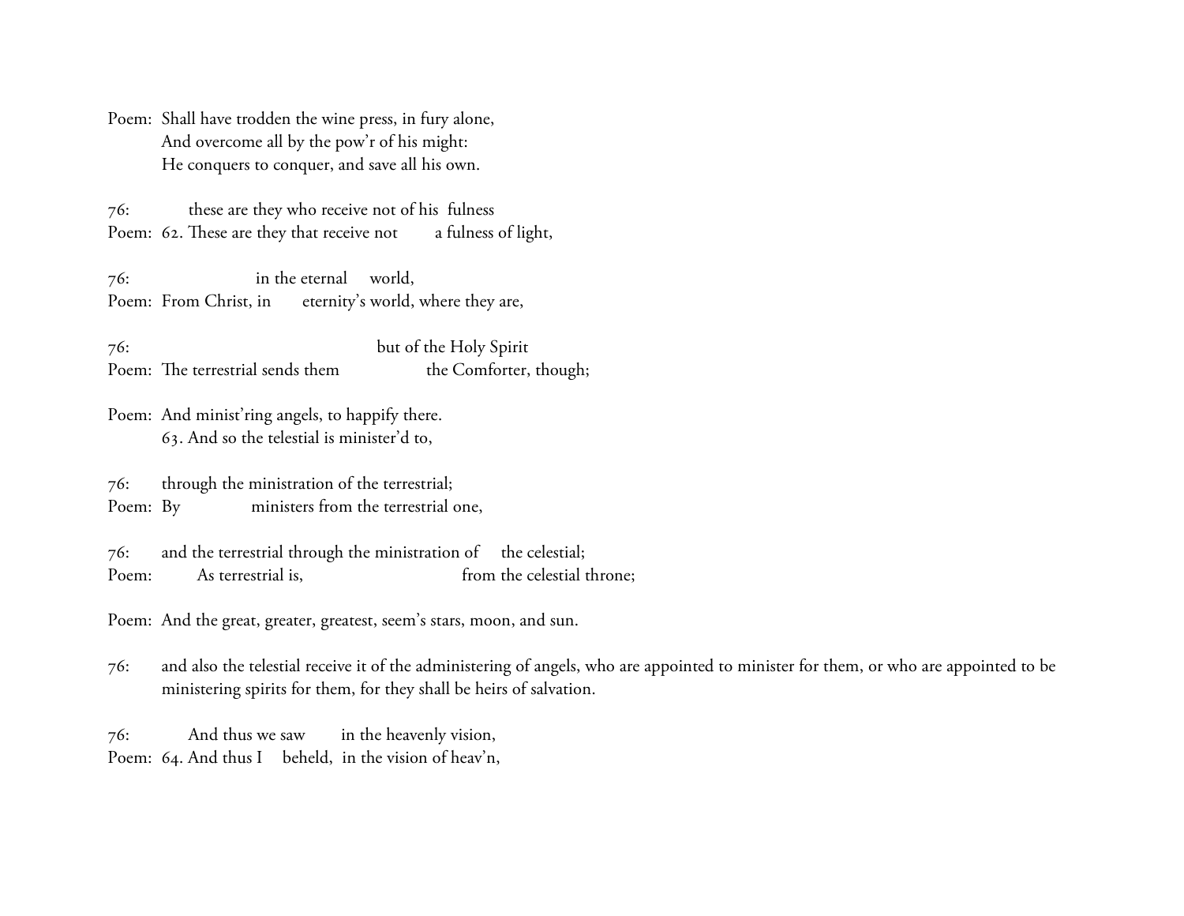Poem: Shall have trodden the wine press, in fury alone,
And overcome all by the pow'r of his might:
He conquers to conquer, and save all his own.

76: these are they who receive not of his fulness
Poem: 62. These are they that receive not a fulness of light,

76: in the eternal world,
Poem: From Christ, in eternity's world, where they are,

76: but of the Holy Spirit
Poem: The terrestrial sends them the Comforter, though;

Poem: And minist'ring angels, to happify there.
63. And so the telestial is minister'd to,

76: through the ministration of the terrestrial;
Poem: By ministers from the terrestrial one,

76: and the terrestrial through the ministration of the celestial;
Poem: As terrestrial is, from the celestial throne;

Poem: And the great, greater, greatest, seem's stars, moon, and sun.

76: and also the telestial receive it of the administering of angels, who are appointed to minister for them, or who are appointed to be ministering spirits for them, for they shall be heirs of salvation.

76: And thus we saw in the heavenly vision,
Poem: 64. And thus I beheld, in the vision of heav'n,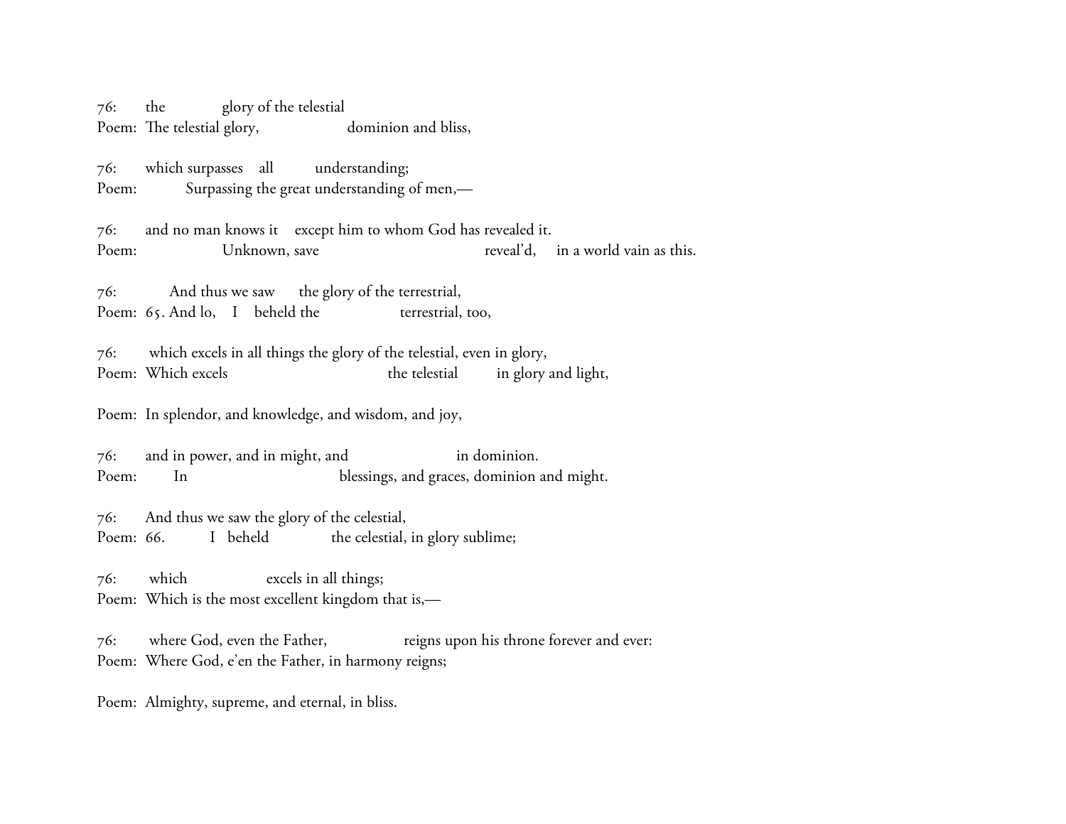76: the glory of the telestial
Poem: The telestial glory, dominion and bliss,

76: which surpasses all understanding;
Poem: Surpassing the great understanding of men,—

76: and no man knows it except him to whom God has revealed it.
Poem: Unknown, save reveal'd, in a world vain as this.

76: And thus we saw the glory of the terrestrial,
Poem: 65. And lo, I beheld the terrestrial, too,

76: which excels in all things the glory of the telestial, even in glory,
Poem: Which excels the telestial in glory and light,

Poem: In splendor, and knowledge, and wisdom, and joy,

76: and in power, and in might, and in dominion.
Poem: In blessings, and graces, dominion and might.

76: And thus we saw the glory of the celestial,
Poem: 66. I beheld the celestial, in glory sublime;

76: which excels in all things;
Poem: Which is the most excellent kingdom that is,—

76: where God, even the Father, reigns upon his throne forever and ever:
Poem: Where God, e'en the Father, in harmony reigns;

Poem: Almighty, supreme, and eternal, in bliss.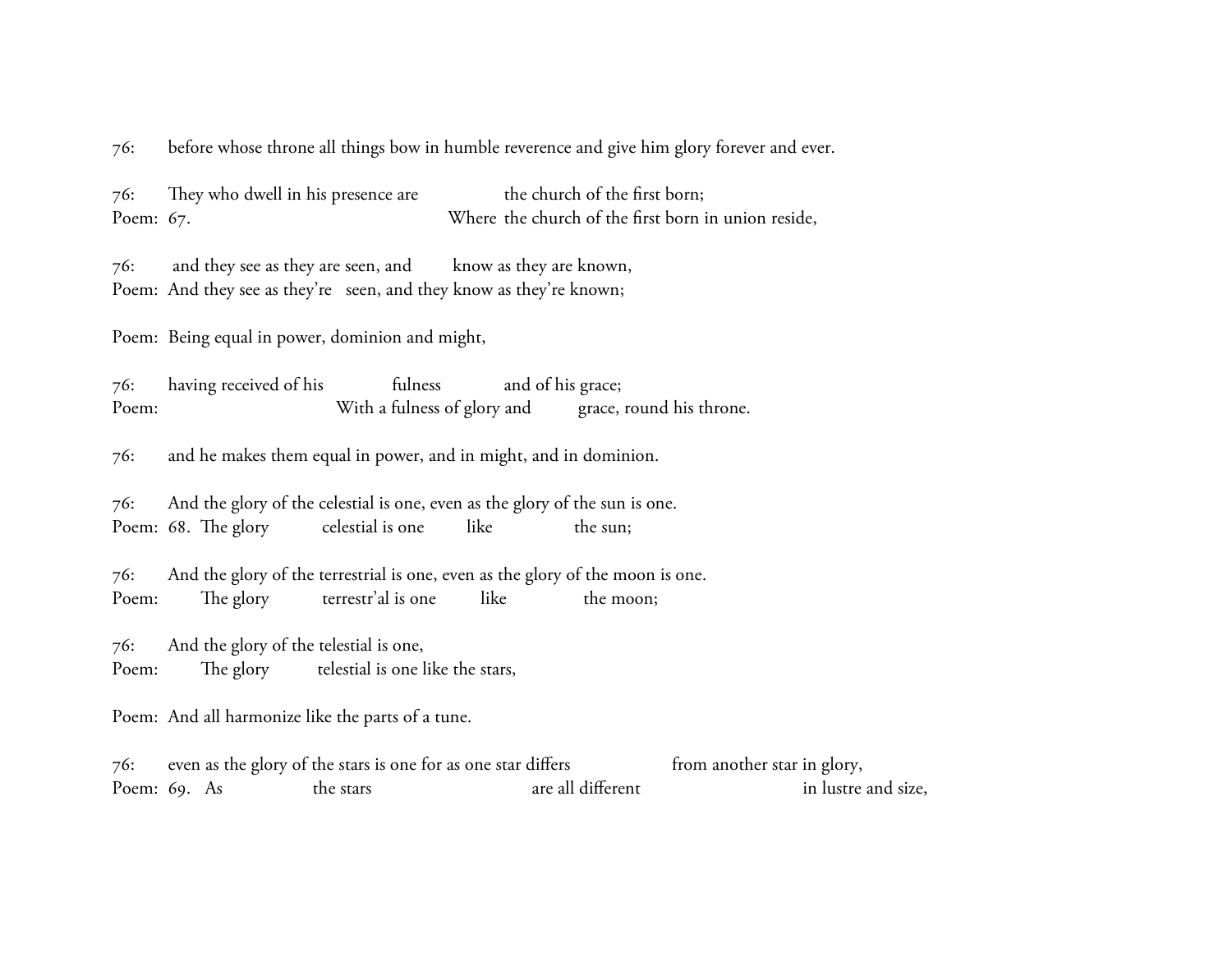76: before whose throne all things bow in humble reverence and give him glory forever and ever.

76: They who dwell in his presence are the church of the first born;
Poem: 67. Where the church of the first born in union reside,

76: and they see as they are seen, and know as they are known,
Poem: And they see as they're seen, and they know as they're known;

Poem: Being equal in power, dominion and might,

76: having received of his fulness and of his grace;
Poem: With a fulness of glory and grace, round his throne.

76: and he makes them equal in power, and in might, and in dominion.

76: And the glory of the celestial is one, even as the glory of the sun is one.
Poem: 68. The glory celestial is one like the sun;

76: And the glory of the terrestrial is one, even as the glory of the moon is one.
Poem: The glory terrestr'al is one like the moon;

76: And the glory of the telestial is one,
Poem: The glory telestial is one like the stars,

Poem: And all harmonize like the parts of a tune.

76: even as the glory of the stars is one for as one star differs from another star in glory,
Poem: 69. As the stars are all different in lustre and size,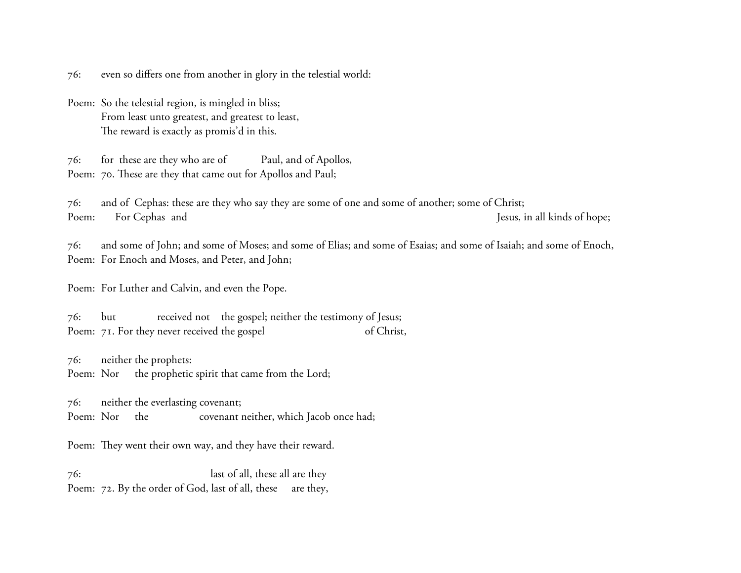76: even so differs one from another in glory in the telestial world:

Poem: So the telestial region, is mingled in bliss;
From least unto greatest, and greatest to least,
The reward is exactly as promis'd in this.

76: for these are they who are of Paul, and of Apollos,
Poem: 70. These are they that came out for Apollos and Paul;

76: and of Cephas: these are they who say they are some of one and some of another; some of Christ;
Poem: For Cephas and Jesus, in all kinds of hope;

76: and some of John; and some of Moses; and some of Elias; and some of Esaias; and some of Isaiah; and some of Enoch,
Poem: For Enoch and Moses, and Peter, and John;

Poem: For Luther and Calvin, and even the Pope.

76: but received not the gospel; neither the testimony of Jesus;
Poem: 71. For they never received the gospel of Christ,

76: neither the prophets:
Poem: Nor the prophetic spirit that came from the Lord;

76: neither the everlasting covenant;
Poem: Nor the covenant neither, which Jacob once had;

Poem: They went their own way, and they have their reward.

76: last of all, these all are they
Poem: 72. By the order of God, last of all, these are they,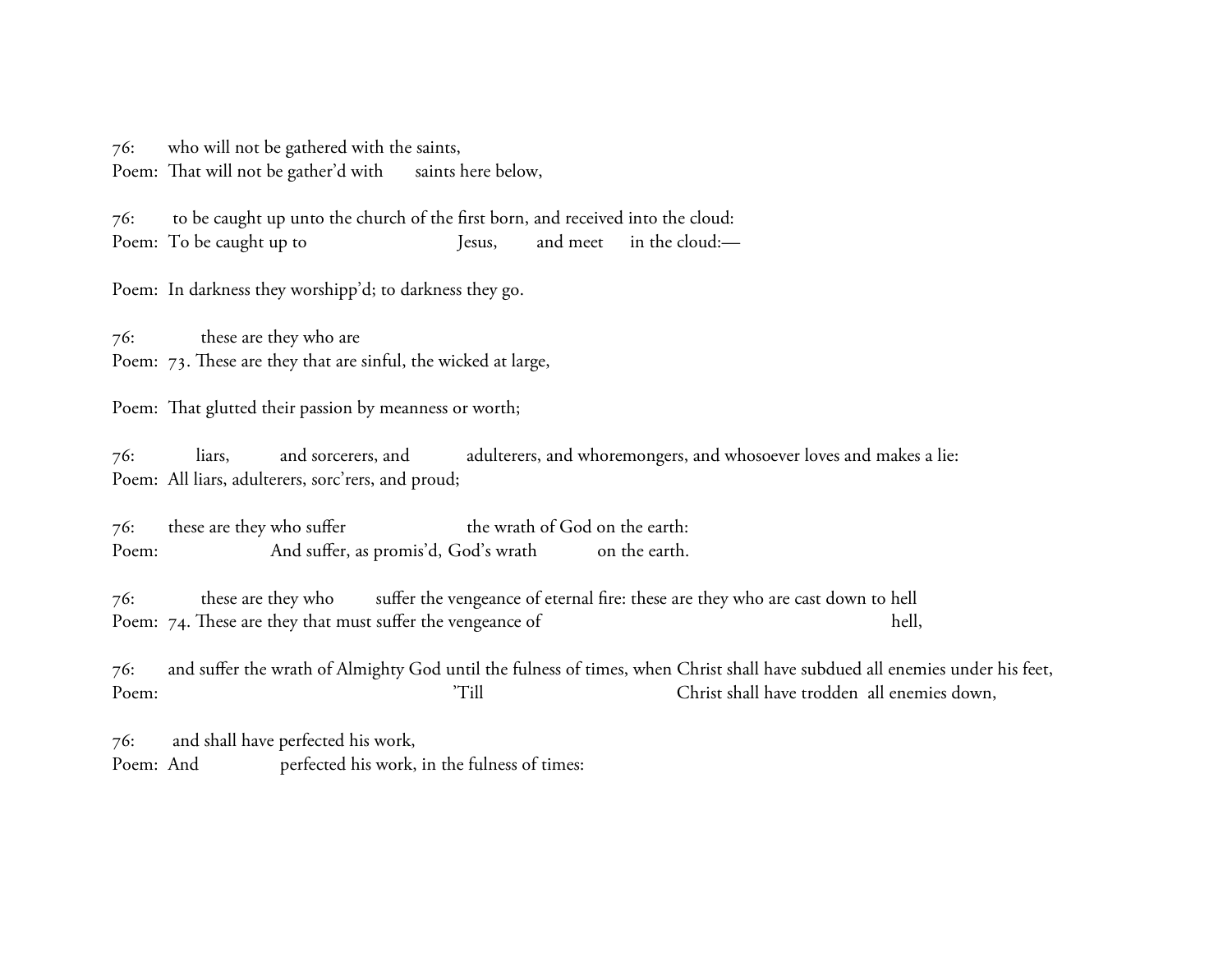76: who will not be gathered with the saints,
Poem: That will not be gather'd with saints here below,

76: to be caught up unto the church of the first born, and received into the cloud:
Poem: To be caught up to Jesus, and meet in the cloud:—

Poem: In darkness they worshipp'd; to darkness they go.

76: these are they who are
Poem: 73. These are they that are sinful, the wicked at large,

Poem: That glutted their passion by meanness or worth;

76: liars, and sorcerers, and adulterers, and whoremongers, and whosoever loves and makes a lie:
Poem: All liars, adulterers, sorc'rers, and proud;

76: these are they who suffer the wrath of God on the earth:
Poem: And suffer, as promis'd, God's wrath on the earth.

76: these are they who suffer the vengeance of eternal fire: these are they who are cast down to hell
Poem: 74. These are they that must suffer the vengeance of hell,

76: and suffer the wrath of Almighty God until the fulness of times, when Christ shall have subdued all enemies under his feet,
Poem: 'Till Christ shall have trodden all enemies down,

76: and shall have perfected his work,
Poem: And perfected his work, in the fulness of times: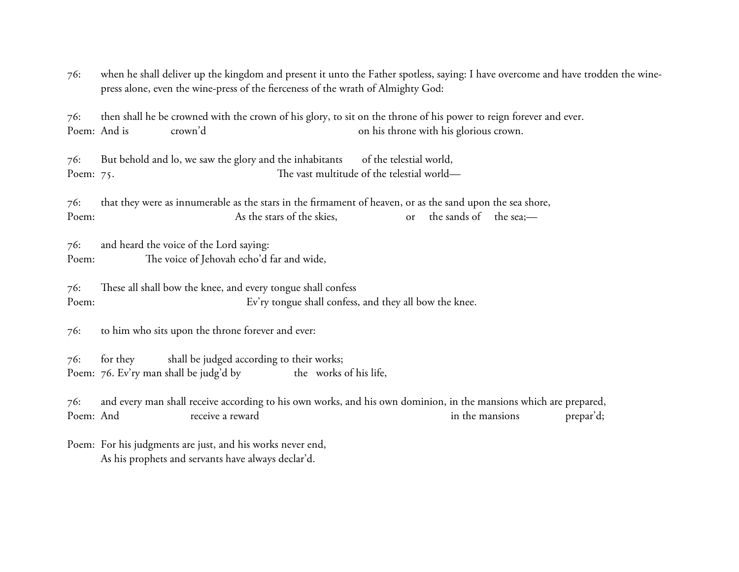76: when he shall deliver up the kingdom and present it unto the Father spotless, saying: I have overcome and have trodden the wine-press alone, even the wine-press of the fierceness of the wrath of Almighty God:

76: then shall he be crowned with the crown of his glory, to sit on the throne of his power to reign forever and ever.
Poem: And is crown'd on his throne with his glorious crown.

76: But behold and lo, we saw the glory and the inhabitants of the telestial world,
Poem: 75. The vast multitude of the telestial world—

76: that they were as innumerable as the stars in the firmament of heaven, or as the sand upon the sea shore,
Poem: As the stars of the skies, or the sands of the sea;—

76: and heard the voice of the Lord saying:
Poem: The voice of Jehovah echo'd far and wide,

76: These all shall bow the knee, and every tongue shall confess
Poem: Ev'ry tongue shall confess, and they all bow the knee.

76: to him who sits upon the throne forever and ever:

76: for they shall be judged according to their works;
Poem: 76. Ev'ry man shall be judg'd by the works of his life,

76: and every man shall receive according to his own works, and his own dominion, in the mansions which are prepared,
Poem: And receive a reward in the mansions prepar'd;

Poem: For his judgments are just, and his works never end,
As his prophets and servants have always declar'd.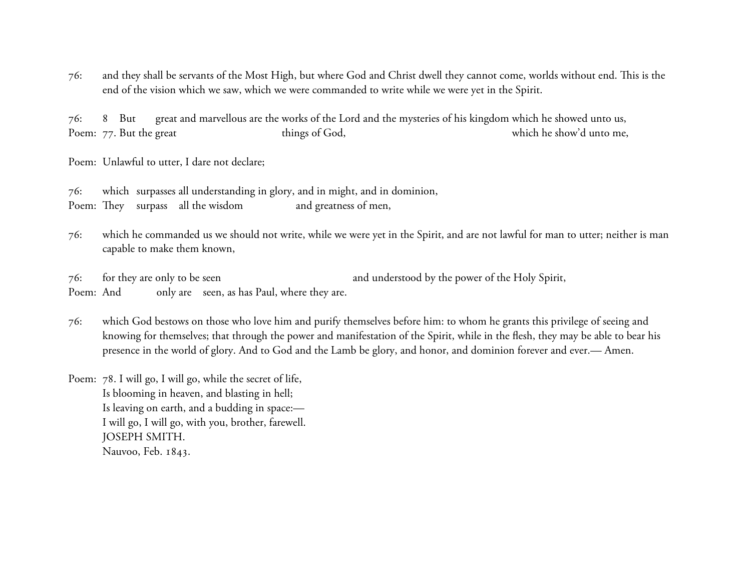76: and they shall be servants of the Most High, but where God and Christ dwell they cannot come, worlds without end. This is the end of the vision which we saw, which we were commanded to write while we were yet in the Spirit.

76: 8 But great and marvellous are the works of the Lord and the mysteries of his kingdom which he showed unto us,
Poem: 77. But the great things of God, which he show'd unto me,

Poem: Unlawful to utter, I dare not declare;

76: which surpasses all understanding in glory, and in might, and in dominion,
Poem: They surpass all the wisdom and greatness of men,

76: which he commanded us we should not write, while we were yet in the Spirit, and are not lawful for man to utter; neither is man capable to make them known,

76: for they are only to be seen and understood by the power of the Holy Spirit,
Poem: And only are seen, as has Paul, where they are.

76: which God bestows on those who love him and purify themselves before him: to whom he grants this privilege of seeing and knowing for themselves; that through the power and manifestation of the Spirit, while in the flesh, they may be able to bear his presence in the world of glory. And to God and the Lamb be glory, and honor, and dominion forever and ever.— Amen.

Poem: 78. I will go, I will go, while the secret of life,
Is blooming in heaven, and blasting in hell;
Is leaving on earth, and a budding in space:—
I will go, I will go, with you, brother, farewell.
JOSEPH SMITH.
Nauvoo, Feb. 1843.